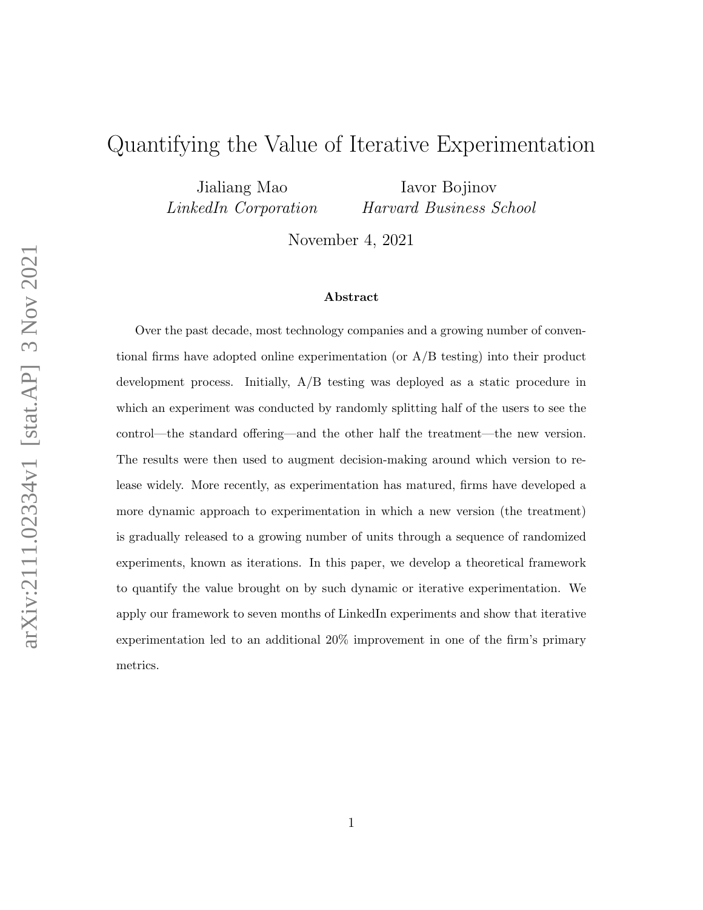# Quantifying the Value of Iterative Experimentation

Jialiang Mao
*LinkedIn Corporation*

Iavor Bojinov
*Harvard Business School*

November 4, 2021

### Abstract

Over the past decade, most technology companies and a growing number of conventional firms have adopted online experimentation (or A/B testing) into their product development process. Initially, A/B testing was deployed as a static procedure in which an experiment was conducted by randomly splitting half of the users to see the control—the standard offering—and the other half the treatment—the new version. The results were then used to augment decision-making around which version to release widely. More recently, as experimentation has matured, firms have developed a more dynamic approach to experimentation in which a new version (the treatment) is gradually released to a growing number of units through a sequence of randomized experiments, known as iterations. In this paper, we develop a theoretical framework to quantify the value brought on by such dynamic or iterative experimentation. We apply our framework to seven months of LinkedIn experiments and show that iterative experimentation led to an additional 20% improvement in one of the firm's primary metrics.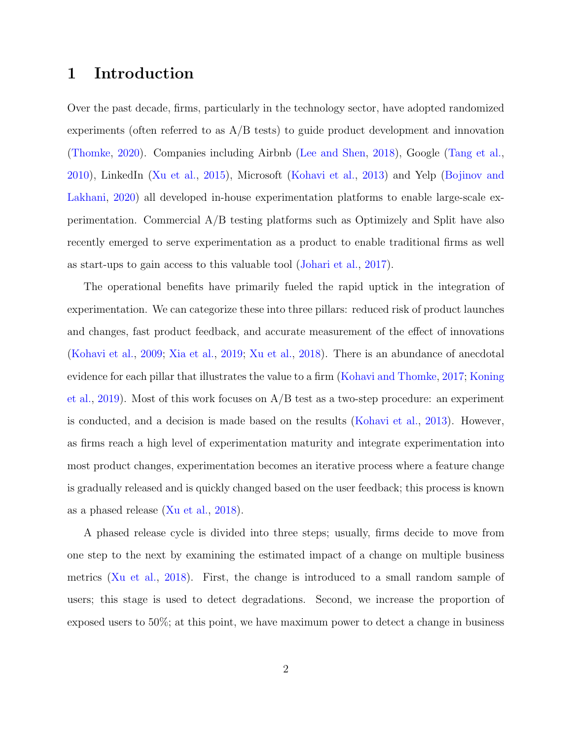# 1 Introduction

Over the past decade, firms, particularly in the technology sector, have adopted randomized experiments (often referred to as A/B tests) to guide product development and innovation (Thomke, 2020). Companies including Airbnb (Lee and Shen, 2018), Google (Tang et al., 2010), LinkedIn (Xu et al., 2015), Microsoft (Kohavi et al., 2013) and Yelp (Bojinov and Lakhani, 2020) all developed in-house experimentation platforms to enable large-scale experimentation. Commercial A/B testing platforms such as Optimizely and Split have also recently emerged to serve experimentation as a product to enable traditional firms as well as start-ups to gain access to this valuable tool (Johari et al., 2017).

The operational benefits have primarily fueled the rapid uptick in the integration of experimentation. We can categorize these into three pillars: reduced risk of product launches and changes, fast product feedback, and accurate measurement of the effect of innovations (Kohavi et al., 2009; Xia et al., 2019; Xu et al., 2018). There is an abundance of anecdotal evidence for each pillar that illustrates the value to a firm (Kohavi and Thomke, 2017; Koning et al., 2019). Most of this work focuses on A/B test as a two-step procedure: an experiment is conducted, and a decision is made based on the results (Kohavi et al., 2013). However, as firms reach a high level of experimentation maturity and integrate experimentation into most product changes, experimentation becomes an iterative process where a feature change is gradually released and is quickly changed based on the user feedback; this process is known as a phased release (Xu et al., 2018).

A phased release cycle is divided into three steps; usually, firms decide to move from one step to the next by examining the estimated impact of a change on multiple business metrics (Xu et al., 2018). First, the change is introduced to a small random sample of users; this stage is used to detect degradations. Second, we increase the proportion of exposed users to 50%; at this point, we have maximum power to detect a change in business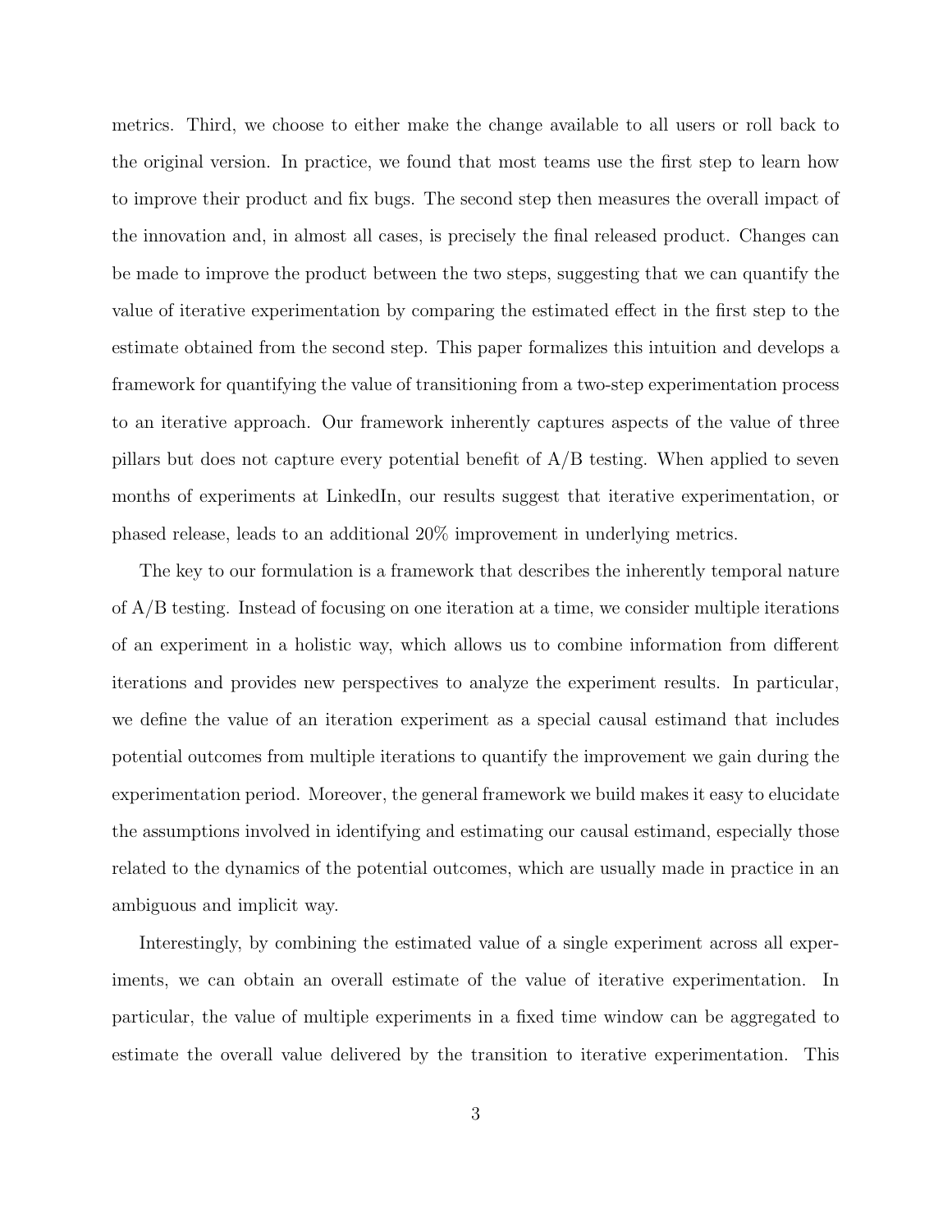metrics. Third, we choose to either make the change available to all users or roll back to the original version. In practice, we found that most teams use the first step to learn how to improve their product and fix bugs. The second step then measures the overall impact of the innovation and, in almost all cases, is precisely the final released product. Changes can be made to improve the product between the two steps, suggesting that we can quantify the value of iterative experimentation by comparing the estimated effect in the first step to the estimate obtained from the second step. This paper formalizes this intuition and develops a framework for quantifying the value of transitioning from a two-step experimentation process to an iterative approach. Our framework inherently captures aspects of the value of three pillars but does not capture every potential benefit of A/B testing. When applied to seven months of experiments at LinkedIn, our results suggest that iterative experimentation, or phased release, leads to an additional 20% improvement in underlying metrics.

The key to our formulation is a framework that describes the inherently temporal nature of A/B testing. Instead of focusing on one iteration at a time, we consider multiple iterations of an experiment in a holistic way, which allows us to combine information from different iterations and provides new perspectives to analyze the experiment results. In particular, we define the value of an iteration experiment as a special causal estimand that includes potential outcomes from multiple iterations to quantify the improvement we gain during the experimentation period. Moreover, the general framework we build makes it easy to elucidate the assumptions involved in identifying and estimating our causal estimand, especially those related to the dynamics of the potential outcomes, which are usually made in practice in an ambiguous and implicit way.

Interestingly, by combining the estimated value of a single experiment across all experiments, we can obtain an overall estimate of the value of iterative experimentation. In particular, the value of multiple experiments in a fixed time window can be aggregated to estimate the overall value delivered by the transition to iterative experimentation. This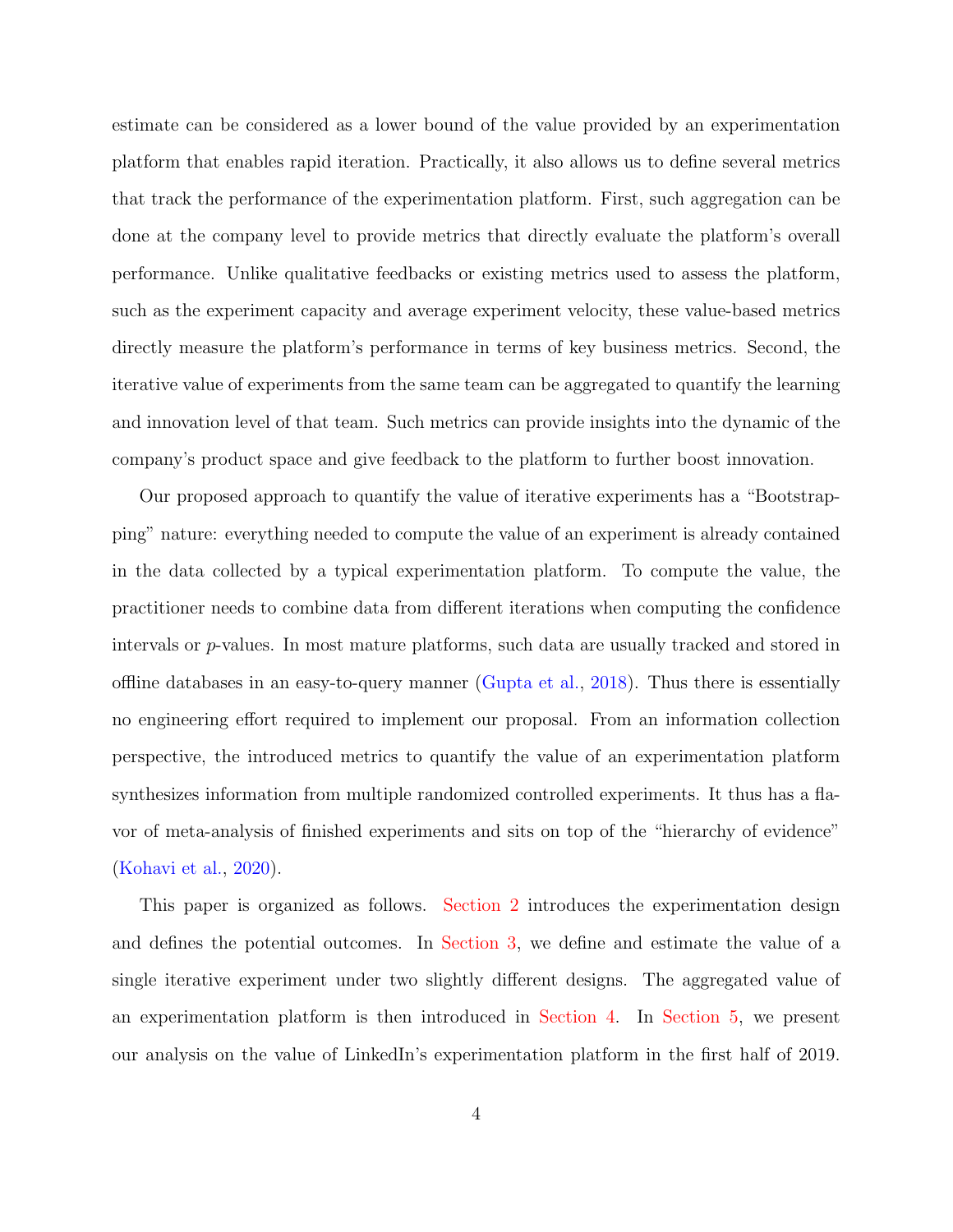estimate can be considered as a lower bound of the value provided by an experimentation platform that enables rapid iteration. Practically, it also allows us to define several metrics that track the performance of the experimentation platform. First, such aggregation can be done at the company level to provide metrics that directly evaluate the platform's overall performance. Unlike qualitative feedbacks or existing metrics used to assess the platform, such as the experiment capacity and average experiment velocity, these value-based metrics directly measure the platform's performance in terms of key business metrics. Second, the iterative value of experiments from the same team can be aggregated to quantify the learning and innovation level of that team. Such metrics can provide insights into the dynamic of the company's product space and give feedback to the platform to further boost innovation.

Our proposed approach to quantify the value of iterative experiments has a "Bootstrapping" nature: everything needed to compute the value of an experiment is already contained in the data collected by a typical experimentation platform. To compute the value, the practitioner needs to combine data from different iterations when computing the confidence intervals or $p$-values. In most mature platforms, such data are usually tracked and stored in offline databases in an easy-to-query manner (Gupta et al., 2018). Thus there is essentially no engineering effort required to implement our proposal. From an information collection perspective, the introduced metrics to quantify the value of an experimentation platform synthesizes information from multiple randomized controlled experiments. It thus has a flavor of meta-analysis of finished experiments and sits on top of the "hierarchy of evidence" (Kohavi et al., 2020).

This paper is organized as follows. Section 2 introduces the experimentation design and defines the potential outcomes. In Section 3, we define and estimate the value of a single iterative experiment under two slightly different designs. The aggregated value of an experimentation platform is then introduced in Section 4. In Section 5, we present our analysis on the value of LinkedIn's experimentation platform in the first half of 2019.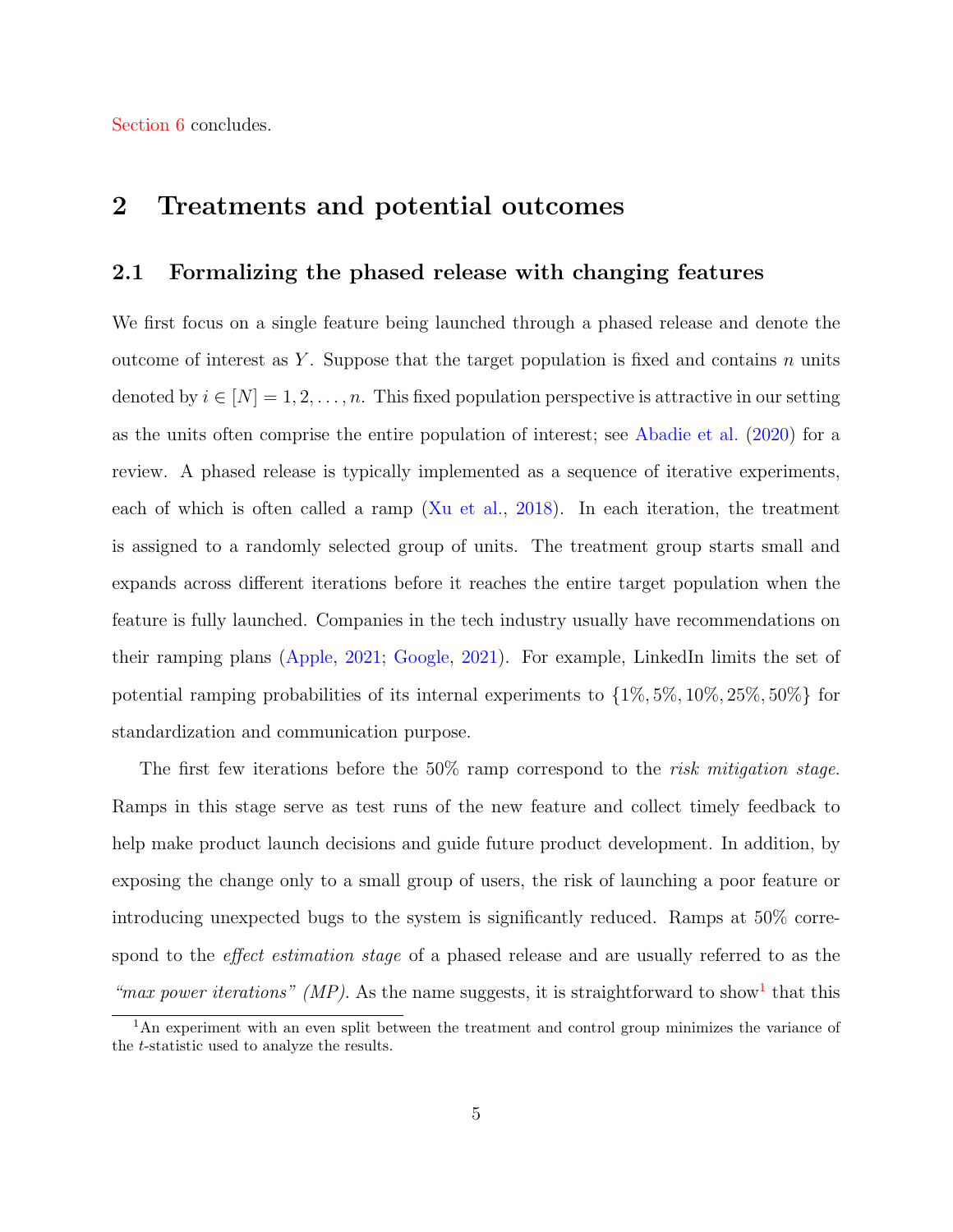Section 6 concludes.

## 2 Treatments and potential outcomes

### 2.1 Formalizing the phased release with changing features

We first focus on a single feature being launched through a phased release and denote the outcome of interest as $Y$. Suppose that the target population is fixed and contains $n$ units denoted by $i \in [N] = 1, 2, \ldots, n$. This fixed population perspective is attractive in our setting as the units often comprise the entire population of interest; see Abadie et al. (2020) for a review. A phased release is typically implemented as a sequence of iterative experiments, each of which is often called a ramp (Xu et al., 2018). In each iteration, the treatment is assigned to a randomly selected group of units. The treatment group starts small and expands across different iterations before it reaches the entire target population when the feature is fully launched. Companies in the tech industry usually have recommendations on their ramping plans (Apple, 2021; Google, 2021). For example, LinkedIn limits the set of potential ramping probabilities of its internal experiments to $\{1\%, 5\%, 10\%, 25\%, 50\%\}$ for standardization and communication purpose.

The first few iterations before the 50% ramp correspond to the *risk mitigation stage*. Ramps in this stage serve as test runs of the new feature and collect timely feedback to help make product launch decisions and guide future product development. In addition, by exposing the change only to a small group of users, the risk of launching a poor feature or introducing unexpected bugs to the system is significantly reduced. Ramps at 50% correspond to the *effect estimation stage* of a phased release and are usually referred to as the *"max power iterations" (MP)*. As the name suggests, it is straightforward to show[1] that this

[1] An experiment with an even split between the treatment and control group minimizes the variance of the $t$-statistic used to analyze the results.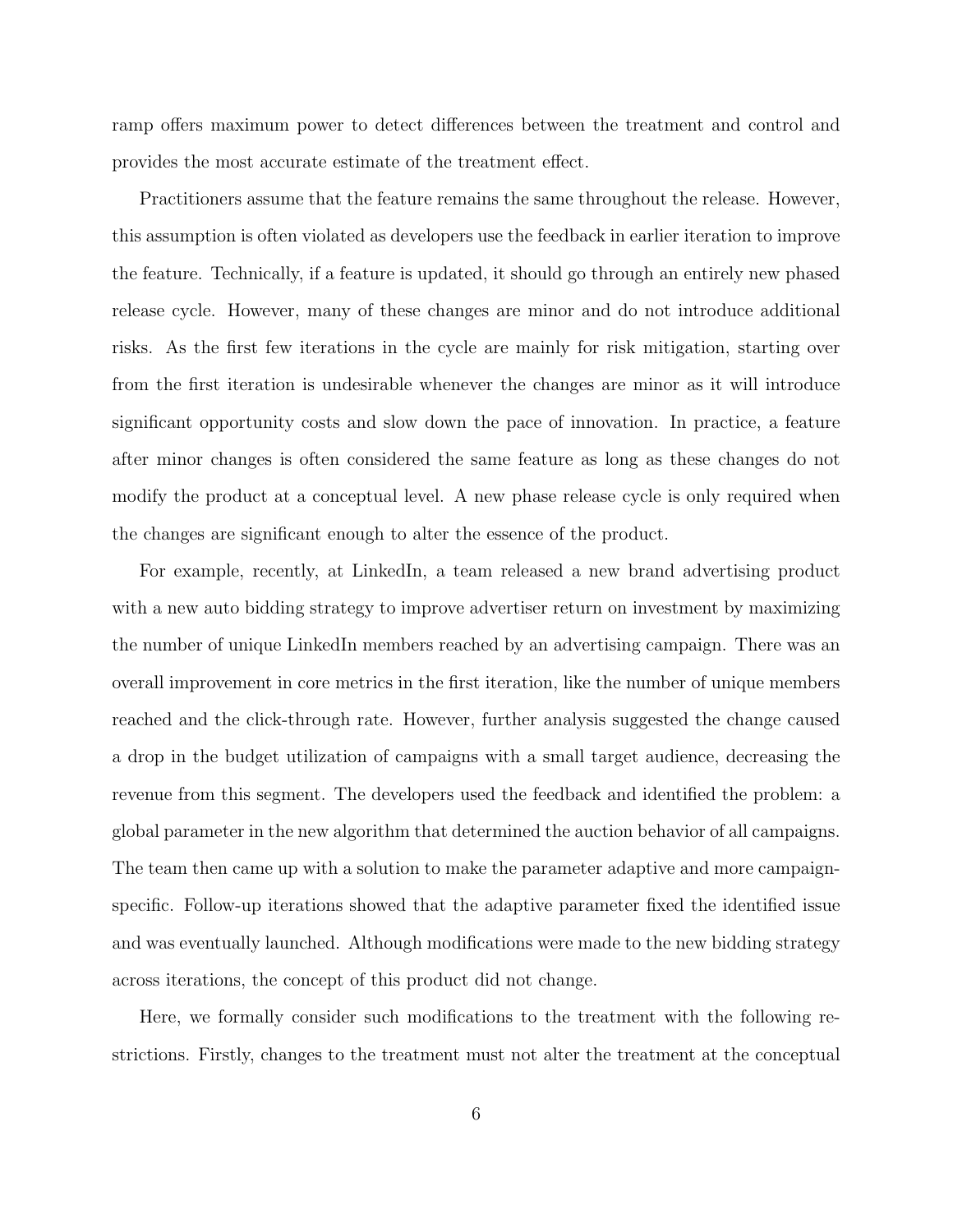ramp offers maximum power to detect differences between the treatment and control and provides the most accurate estimate of the treatment effect.

Practitioners assume that the feature remains the same throughout the release. However, this assumption is often violated as developers use the feedback in earlier iteration to improve the feature. Technically, if a feature is updated, it should go through an entirely new phased release cycle. However, many of these changes are minor and do not introduce additional risks. As the first few iterations in the cycle are mainly for risk mitigation, starting over from the first iteration is undesirable whenever the changes are minor as it will introduce significant opportunity costs and slow down the pace of innovation. In practice, a feature after minor changes is often considered the same feature as long as these changes do not modify the product at a conceptual level. A new phase release cycle is only required when the changes are significant enough to alter the essence of the product.

For example, recently, at LinkedIn, a team released a new brand advertising product with a new auto bidding strategy to improve advertiser return on investment by maximizing the number of unique LinkedIn members reached by an advertising campaign. There was an overall improvement in core metrics in the first iteration, like the number of unique members reached and the click-through rate. However, further analysis suggested the change caused a drop in the budget utilization of campaigns with a small target audience, decreasing the revenue from this segment. The developers used the feedback and identified the problem: a global parameter in the new algorithm that determined the auction behavior of all campaigns. The team then came up with a solution to make the parameter adaptive and more campaign-specific. Follow-up iterations showed that the adaptive parameter fixed the identified issue and was eventually launched. Although modifications were made to the new bidding strategy across iterations, the concept of this product did not change.

Here, we formally consider such modifications to the treatment with the following restrictions. Firstly, changes to the treatment must not alter the treatment at the conceptual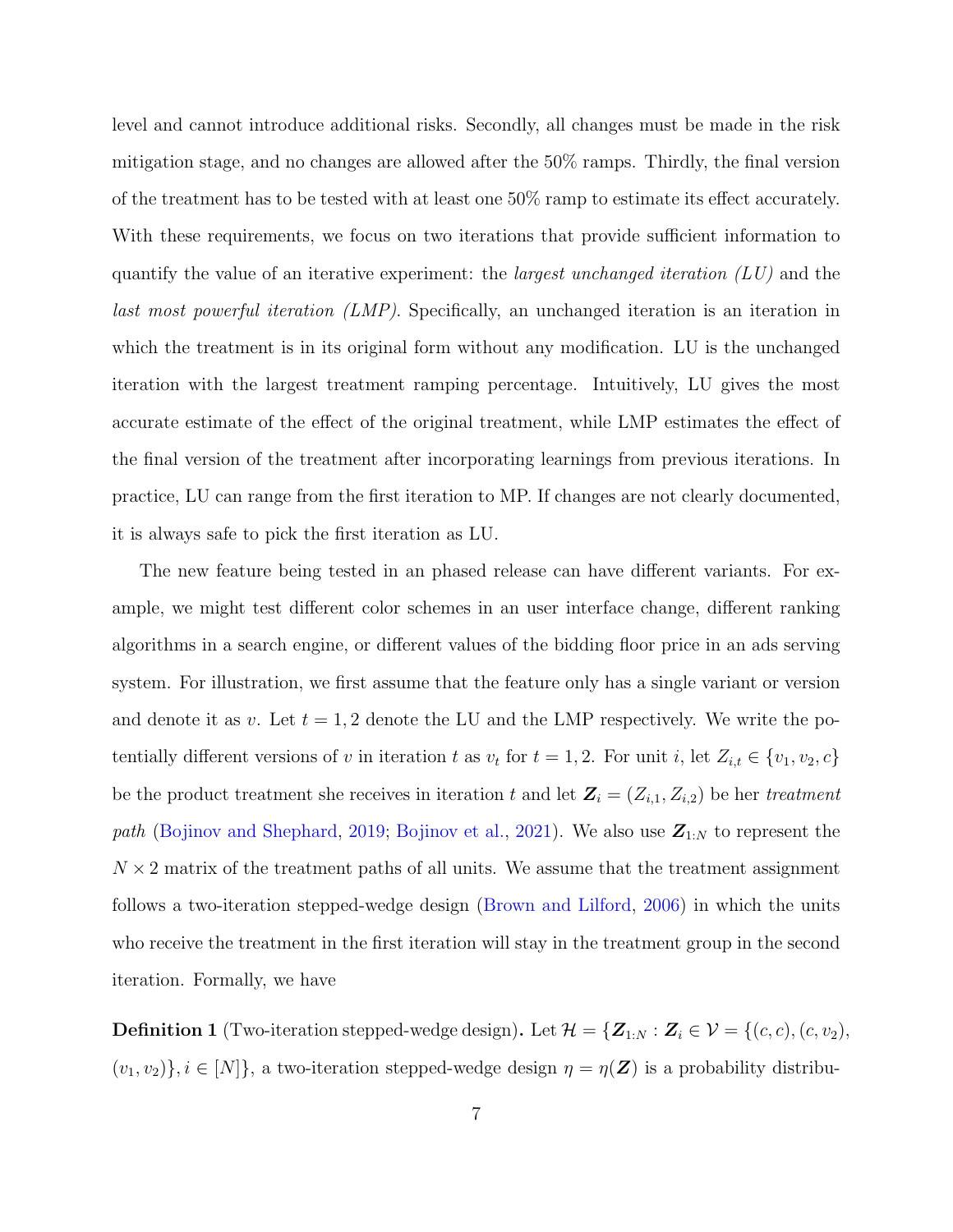level and cannot introduce additional risks. Secondly, all changes must be made in the risk mitigation stage, and no changes are allowed after the 50% ramps. Thirdly, the final version of the treatment has to be tested with at least one 50% ramp to estimate its effect accurately. With these requirements, we focus on two iterations that provide sufficient information to quantify the value of an iterative experiment: the *largest unchanged iteration (LU)* and the *last most powerful iteration (LMP)*. Specifically, an unchanged iteration is an iteration in which the treatment is in its original form without any modification. LU is the unchanged iteration with the largest treatment ramping percentage. Intuitively, LU gives the most accurate estimate of the effect of the original treatment, while LMP estimates the effect of the final version of the treatment after incorporating learnings from previous iterations. In practice, LU can range from the first iteration to MP. If changes are not clearly documented, it is always safe to pick the first iteration as LU.

The new feature being tested in an phased release can have different variants. For example, we might test different color schemes in an user interface change, different ranking algorithms in a search engine, or different values of the bidding floor price in an ads serving system. For illustration, we first assume that the feature only has a single variant or version and denote it as $v$. Let $t = 1, 2$ denote the LU and the LMP respectively. We write the potentially different versions of $v$ in iteration $t$ as $v_t$ for $t = 1, 2$. For unit $i$, let $Z_{i,t} \in \{v_1, v_2, c\}$ be the product treatment she receives in iteration $t$ and let $\boldsymbol{Z}_i = (Z_{i,1}, Z_{i,2})$ be her *treatment path* (Bojinov and Shephard, 2019; Bojinov et al., 2021). We also use $\boldsymbol{Z}_{1:N}$ to represent the $N \times 2$ matrix of the treatment paths of all units. We assume that the treatment assignment follows a two-iteration stepped-wedge design (Brown and Lilford, 2006) in which the units who receive the treatment in the first iteration will stay in the treatment group in the second iteration. Formally, we have

**Definition 1** (Two-iteration stepped-wedge design)**.** Let $\mathcal{H} = \{\boldsymbol{Z}_{1:N} : \boldsymbol{Z}_i \in \mathcal{V} = \{(c, c), (c, v_2), (v_1, v_2)\}, i \in [N]\}$, a two-iteration stepped-wedge design $\eta = \eta(\boldsymbol{Z})$ is a probability distribu-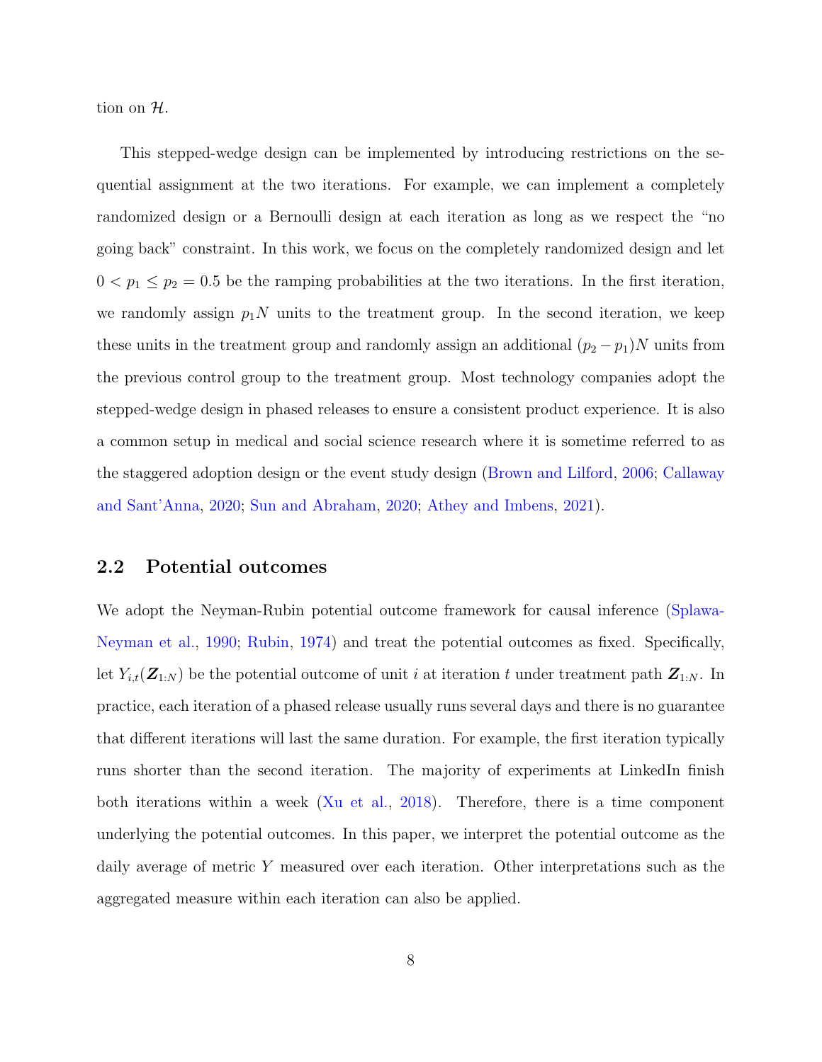tion on $\mathcal{H}$.

This stepped-wedge design can be implemented by introducing restrictions on the sequential assignment at the two iterations. For example, we can implement a completely randomized design or a Bernoulli design at each iteration as long as we respect the "no going back" constraint. In this work, we focus on the completely randomized design and let $0 < p_1 \leq p_2 = 0.5$ be the ramping probabilities at the two iterations. In the first iteration, we randomly assign $p_1 N$ units to the treatment group. In the second iteration, we keep these units in the treatment group and randomly assign an additional $(p_2 - p_1)N$ units from the previous control group to the treatment group. Most technology companies adopt the stepped-wedge design in phased releases to ensure a consistent product experience. It is also a common setup in medical and social science research where it is sometime referred to as the staggered adoption design or the event study design (Brown and Lilford, 2006; Callaway and Sant'Anna, 2020; Sun and Abraham, 2020; Athey and Imbens, 2021).

## 2.2 Potential outcomes

We adopt the Neyman-Rubin potential outcome framework for causal inference (Splawa-Neyman et al., 1990; Rubin, 1974) and treat the potential outcomes as fixed. Specifically, let $Y_{i,t}(\boldsymbol{Z}_{1:N})$ be the potential outcome of unit $i$ at iteration $t$ under treatment path $\boldsymbol{Z}_{1:N}$. In practice, each iteration of a phased release usually runs several days and there is no guarantee that different iterations will last the same duration. For example, the first iteration typically runs shorter than the second iteration. The majority of experiments at LinkedIn finish both iterations within a week (Xu et al., 2018). Therefore, there is a time component underlying the potential outcomes. In this paper, we interpret the potential outcome as the daily average of metric $Y$ measured over each iteration. Other interpretations such as the aggregated measure within each iteration can also be applied.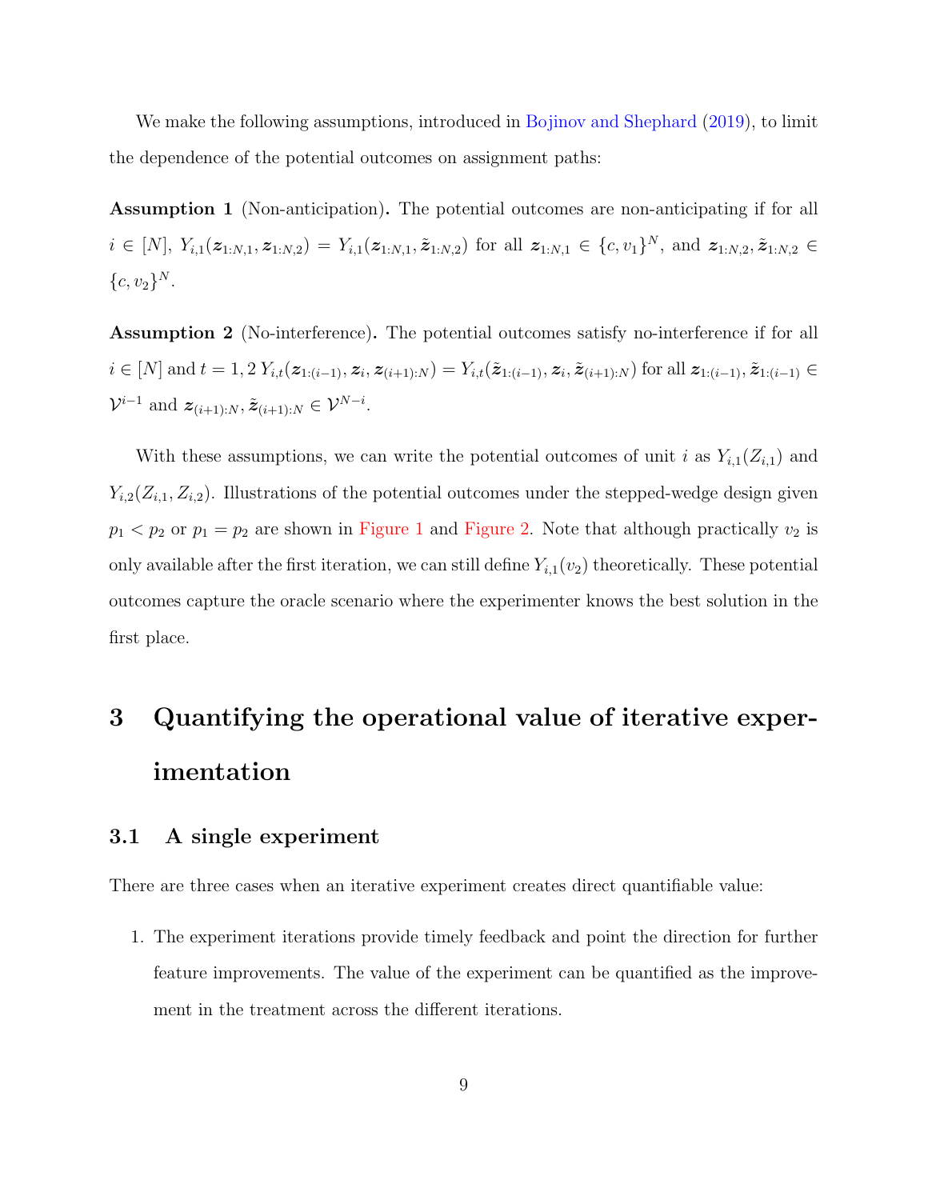We make the following assumptions, introduced in Bojinov and Shephard (2019), to limit the dependence of the potential outcomes on assignment paths:

**Assumption 1** (Non-anticipation)**.** The potential outcomes are non-anticipating if for all $i \in [N]$, $Y_{i,1}(\boldsymbol{z}_{1:N,1}, \boldsymbol{z}_{1:N,2}) = Y_{i,1}(\boldsymbol{z}_{1:N,1}, \tilde{\boldsymbol{z}}_{1:N,2})$ for all $\boldsymbol{z}_{1:N,1} \in \{c, v_1\}^N$, and $\boldsymbol{z}_{1:N,2}, \tilde{\boldsymbol{z}}_{1:N,2} \in \{c, v_2\}^N$.

**Assumption 2** (No-interference)**.** The potential outcomes satisfy no-interference if for all $i \in [N]$ and $t = 1, 2$ $Y_{i,t}(\boldsymbol{z}_{1:(i-1)}, \boldsymbol{z}_i, \boldsymbol{z}_{(i+1):N}) = Y_{i,t}(\tilde{\boldsymbol{z}}_{1:(i-1)}, \boldsymbol{z}_i, \tilde{\boldsymbol{z}}_{(i+1):N})$ for all $\boldsymbol{z}_{1:(i-1)}, \tilde{\boldsymbol{z}}_{1:(i-1)} \in \mathcal{V}^{i-1}$ and $\boldsymbol{z}_{(i+1):N}, \tilde{\boldsymbol{z}}_{(i+1):N} \in \mathcal{V}^{N-i}$.

With these assumptions, we can write the potential outcomes of unit $i$ as $Y_{i,1}(Z_{i,1})$ and $Y_{i,2}(Z_{i,1}, Z_{i,2})$. Illustrations of the potential outcomes under the stepped-wedge design given $p_1 < p_2$ or $p_1 = p_2$ are shown in Figure 1 and Figure 2. Note that although practically $v_2$ is only available after the first iteration, we can still define $Y_{i,1}(v_2)$ theoretically. These potential outcomes capture the oracle scenario where the experimenter knows the best solution in the first place.

# 3 Quantifying the operational value of iterative experimentation

## 3.1 A single experiment

There are three cases when an iterative experiment creates direct quantifiable value:

1. The experiment iterations provide timely feedback and point the direction for further feature improvements. The value of the experiment can be quantified as the improvement in the treatment across the different iterations.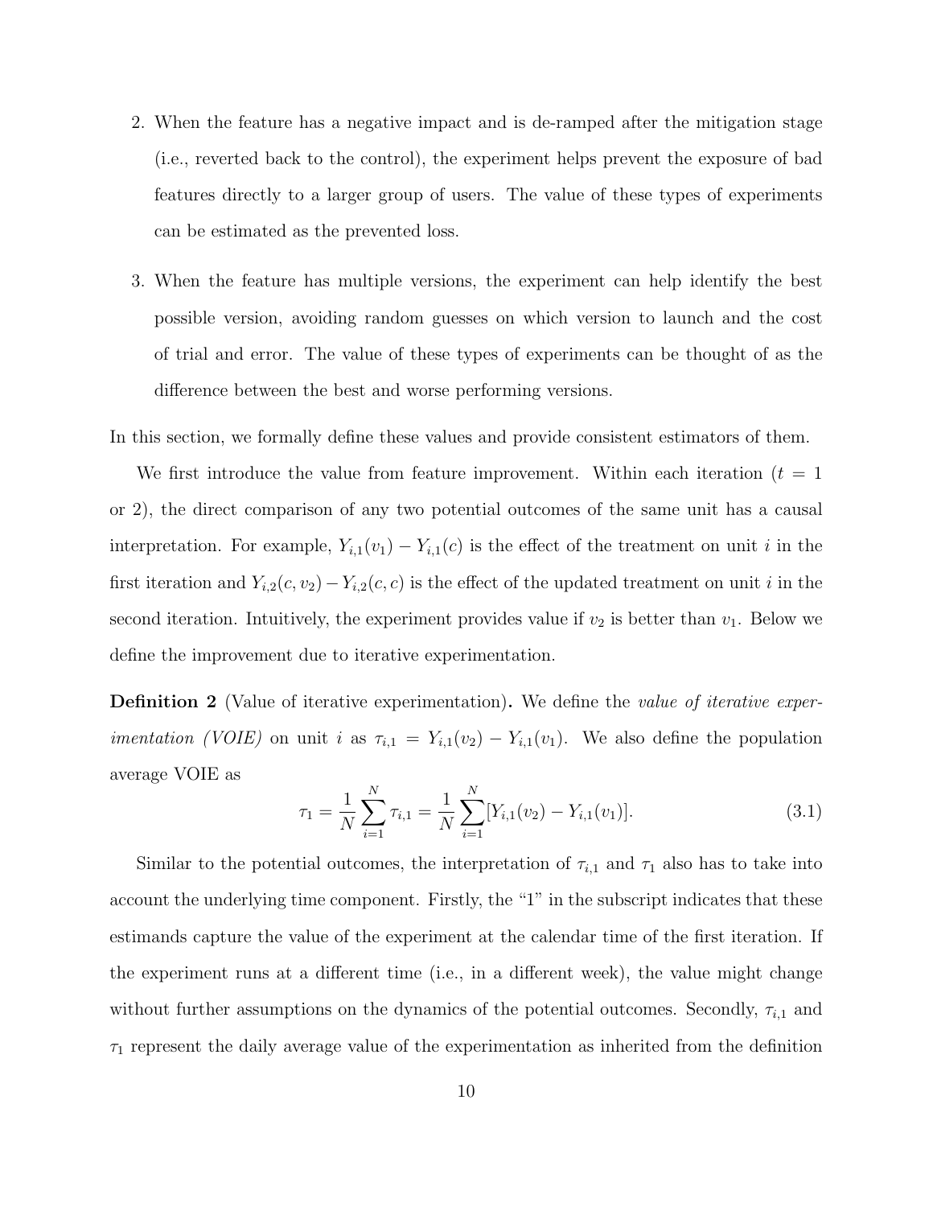2. When the feature has a negative impact and is de-ramped after the mitigation stage (i.e., reverted back to the control), the experiment helps prevent the exposure of bad features directly to a larger group of users. The value of these types of experiments can be estimated as the prevented loss.

3. When the feature has multiple versions, the experiment can help identify the best possible version, avoiding random guesses on which version to launch and the cost of trial and error. The value of these types of experiments can be thought of as the difference between the best and worse performing versions.

In this section, we formally define these values and provide consistent estimators of them.

We first introduce the value from feature improvement. Within each iteration ($t = 1$ or 2), the direct comparison of any two potential outcomes of the same unit has a causal interpretation. For example, $Y_{i,1}(v_1) - Y_{i,1}(c)$ is the effect of the treatment on unit $i$ in the first iteration and $Y_{i,2}(c, v_2) - Y_{i,2}(c, c)$ is the effect of the updated treatment on unit $i$ in the second iteration. Intuitively, the experiment provides value if $v_2$ is better than $v_1$. Below we define the improvement due to iterative experimentation.

**Definition 2** (Value of iterative experimentation)**.** We define the *value of iterative experimentation (VOIE)* on unit $i$ as $\tau_{i,1} = Y_{i,1}(v_2) - Y_{i,1}(v_1)$. We also define the population average VOIE as

$$\tau_1 = \frac{1}{N}\sum_{i=1}^{N}\tau_{i,1} = \frac{1}{N}\sum_{i=1}^{N}[Y_{i,1}(v_2) - Y_{i,1}(v_1)]. \tag{3.1}$$

Similar to the potential outcomes, the interpretation of $\tau_{i,1}$ and $\tau_1$ also has to take into account the underlying time component. Firstly, the "1" in the subscript indicates that these estimands capture the value of the experiment at the calendar time of the first iteration. If the experiment runs at a different time (i.e., in a different week), the value might change without further assumptions on the dynamics of the potential outcomes. Secondly, $\tau_{i,1}$ and $\tau_1$ represent the daily average value of the experimentation as inherited from the definition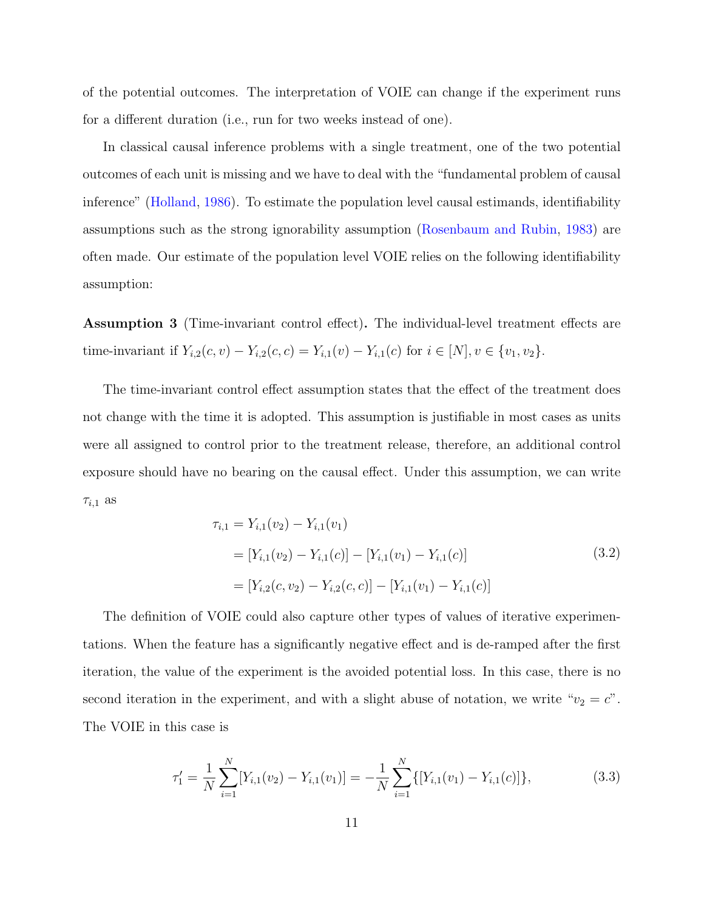of the potential outcomes. The interpretation of VOIE can change if the experiment runs for a different duration (i.e., run for two weeks instead of one).

In classical causal inference problems with a single treatment, one of the two potential outcomes of each unit is missing and we have to deal with the "fundamental problem of causal inference" (Holland, 1986). To estimate the population level causal estimands, identifiability assumptions such as the strong ignorability assumption (Rosenbaum and Rubin, 1983) are often made. Our estimate of the population level VOIE relies on the following identifiability assumption:

**Assumption 3** (Time-invariant control effect)**.** The individual-level treatment effects are time-invariant if $Y_{i,2}(c, v) - Y_{i,2}(c, c) = Y_{i,1}(v) - Y_{i,1}(c)$ for $i \in [N], v \in \{v_1, v_2\}$.

The time-invariant control effect assumption states that the effect of the treatment does not change with the time it is adopted. This assumption is justifiable in most cases as units were all assigned to control prior to the treatment release, therefore, an additional control exposure should have no bearing on the causal effect. Under this assumption, we can write $\tau_{i,1}$ as

$$
\begin{aligned}
\tau_{i,1} &= Y_{i,1}(v_2) - Y_{i,1}(v_1) \\
&= [Y_{i,1}(v_2) - Y_{i,1}(c)] - [Y_{i,1}(v_1) - Y_{i,1}(c)] \\
&= [Y_{i,2}(c, v_2) - Y_{i,2}(c, c)] - [Y_{i,1}(v_1) - Y_{i,1}(c)]
\end{aligned}
\tag{3.2}
$$

The definition of VOIE could also capture other types of values of iterative experimentations. When the feature has a significantly negative effect and is de-ramped after the first iteration, the value of the experiment is the avoided potential loss. In this case, there is no second iteration in the experiment, and with a slight abuse of notation, we write "$v_2 = c$". The VOIE in this case is

$$
\tau_1' = \frac{1}{N} \sum_{i=1}^{N} [Y_{i,1}(v_2) - Y_{i,1}(v_1)] = -\frac{1}{N} \sum_{i=1}^{N} \{[Y_{i,1}(v_1) - Y_{i,1}(c)]\}, \tag{3.3}
$$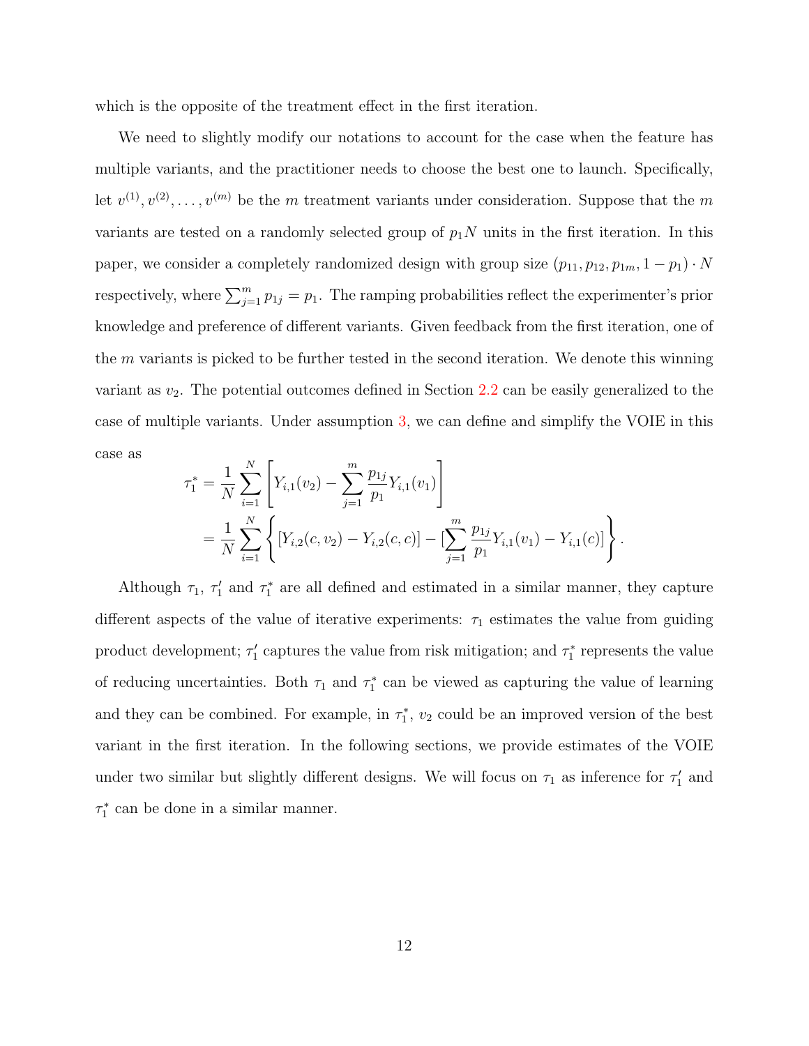which is the opposite of the treatment effect in the first iteration.

We need to slightly modify our notations to account for the case when the feature has multiple variants, and the practitioner needs to choose the best one to launch. Specifically, let $v^{(1)}, v^{(2)}, \dots, v^{(m)}$ be the $m$ treatment variants under consideration. Suppose that the $m$ variants are tested on a randomly selected group of $p_1 N$ units in the first iteration. In this paper, we consider a completely randomized design with group size $(p_{11}, p_{12}, p_{1m}, 1 - p_1) \cdot N$ respectively, where $\sum_{j=1}^{m} p_{1j} = p_1$. The ramping probabilities reflect the experimenter's prior knowledge and preference of different variants. Given feedback from the first iteration, one of the $m$ variants is picked to be further tested in the second iteration. We denote this winning variant as $v_2$. The potential outcomes defined in Section 2.2 can be easily generalized to the case of multiple variants. Under assumption 3, we can define and simplify the VOIE in this case as

$$
\begin{aligned}
\tau_1^* &= \frac{1}{N} \sum_{i=1}^{N} \left[ Y_{i,1}(v_2) - \sum_{j=1}^{m} \frac{p_{1j}}{p_1} Y_{i,1}(v_1) \right] \\
&= \frac{1}{N} \sum_{i=1}^{N} \left\{ [Y_{i,2}(c, v_2) - Y_{i,2}(c, c)] - [\sum_{j=1}^{m} \frac{p_{1j}}{p_1} Y_{i,1}(v_1) - Y_{i,1}(c)] \right\}.
\end{aligned}
$$

Although $\tau_1$, $\tau_1'$ and $\tau_1^*$ are all defined and estimated in a similar manner, they capture different aspects of the value of iterative experiments: $\tau_1$ estimates the value from guiding product development; $\tau_1'$ captures the value from risk mitigation; and $\tau_1^*$ represents the value of reducing uncertainties. Both $\tau_1$ and $\tau_1^*$ can be viewed as capturing the value of learning and they can be combined. For example, in $\tau_1^*$, $v_2$ could be an improved version of the best variant in the first iteration. In the following sections, we provide estimates of the VOIE under two similar but slightly different designs. We will focus on $\tau_1$ as inference for $\tau_1'$ and $\tau_1^*$ can be done in a similar manner.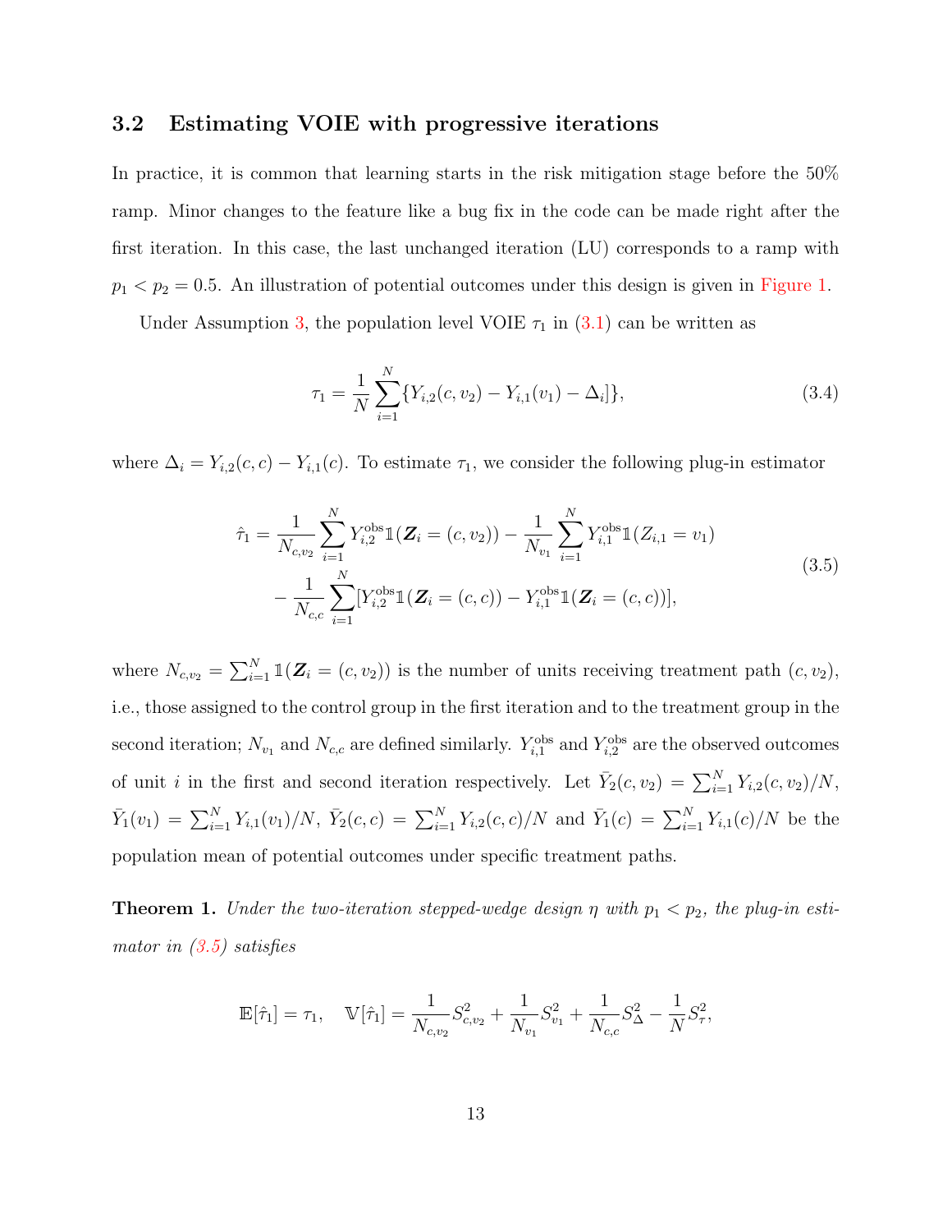### 3.2 Estimating VOIE with progressive iterations

In practice, it is common that learning starts in the risk mitigation stage before the 50% ramp. Minor changes to the feature like a bug fix in the code can be made right after the first iteration. In this case, the last unchanged iteration (LU) corresponds to a ramp with $p_1 < p_2 = 0.5$. An illustration of potential outcomes under this design is given in Figure 1.

Under Assumption 3, the population level VOIE $\tau_1$ in (3.1) can be written as

$$\tau_1 = \frac{1}{N} \sum_{i=1}^{N} \{Y_{i,2}(c, v_2) - Y_{i,1}(v_1) - \Delta_i]\}, \tag{3.4}$$

where $\Delta_i = Y_{i,2}(c,c) - Y_{i,1}(c)$. To estimate $\tau_1$, we consider the following plug-in estimator

$$\begin{aligned}\hat{\tau}_1 = &\frac{1}{N_{c,v_2}} \sum_{i=1}^{N} Y_{i,2}^{\text{obs}} \mathbb{1}(\boldsymbol{Z}_i = (c, v_2)) - \frac{1}{N_{v_1}} \sum_{i=1}^{N} Y_{i,1}^{\text{obs}} \mathbb{1}(Z_{i,1} = v_1) \\ &- \frac{1}{N_{c,c}} \sum_{i=1}^{N} [Y_{i,2}^{\text{obs}} \mathbb{1}(\boldsymbol{Z}_i = (c,c)) - Y_{i,1}^{\text{obs}} \mathbb{1}(\boldsymbol{Z}_i = (c,c))],\end{aligned} \tag{3.5}$$

where $N_{c,v_2} = \sum_{i=1}^{N} \mathbb{1}(\boldsymbol{Z}_i = (c, v_2))$ is the number of units receiving treatment path $(c, v_2)$, i.e., those assigned to the control group in the first iteration and to the treatment group in the second iteration; $N_{v_1}$ and $N_{c,c}$ are defined similarly. $Y_{i,1}^{\text{obs}}$ and $Y_{i,2}^{\text{obs}}$ are the observed outcomes of unit $i$ in the first and second iteration respectively. Let $\bar{Y}_2(c, v_2) = \sum_{i=1}^{N} Y_{i,2}(c, v_2)/N$, $\bar{Y}_1(v_1) = \sum_{i=1}^{N} Y_{i,1}(v_1)/N$, $\bar{Y}_2(c,c) = \sum_{i=1}^{N} Y_{i,2}(c,c)/N$ and $\bar{Y}_1(c) = \sum_{i=1}^{N} Y_{i,1}(c)/N$ be the population mean of potential outcomes under specific treatment paths.

**Theorem 1.** *Under the two-iteration stepped-wedge design $\eta$ with $p_1 < p_2$, the plug-in estimator in (3.5) satisfies*

$$\mathbb{E}[\hat{\tau}_1] = \tau_1, \quad \mathbb{V}[\hat{\tau}_1] = \frac{1}{N_{c,v_2}} S_{c,v_2}^2 + \frac{1}{N_{v_1}} S_{v_1}^2 + \frac{1}{N_{c,c}} S_{\Delta}^2 - \frac{1}{N} S_{\tau}^2,$$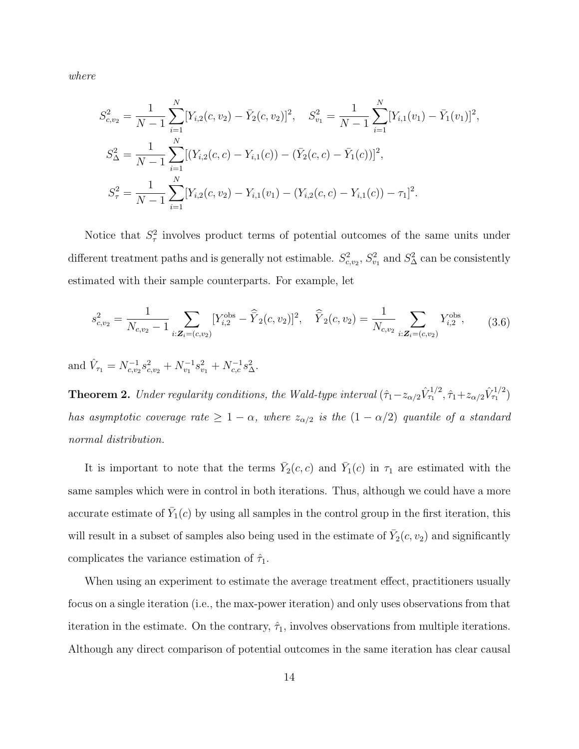*where*

$$S^2_{c,v_2} = \frac{1}{N-1}\sum_{i=1}^{N}[Y_{i,2}(c,v_2) - \bar{Y}_2(c,v_2)]^2, \quad S^2_{v_1} = \frac{1}{N-1}\sum_{i=1}^{N}[Y_{i,1}(v_1) - \bar{Y}_1(v_1)]^2,$$

$$S^2_{\Delta} = \frac{1}{N-1}\sum_{i=1}^{N}[(Y_{i,2}(c,c) - Y_{i,1}(c)) - (\bar{Y}_2(c,c) - \bar{Y}_1(c))]^2,$$

$$S^2_{\tau} = \frac{1}{N-1}\sum_{i=1}^{N}[Y_{i,2}(c,v_2) - Y_{i,1}(v_1) - (Y_{i,2}(c,c) - Y_{i,1}(c)) - \tau_1]^2.$$

Notice that $S^2_\tau$ involves product terms of potential outcomes of the same units under different treatment paths and is generally not estimable. $S^2_{c,v_2}$, $S^2_{v_1}$ and $S^2_\Delta$ can be consistently estimated with their sample counterparts. For example, let

$$s^2_{c,v_2} = \frac{1}{N_{c,v_2} - 1}\sum_{i:\boldsymbol{Z}_i=(c,v_2)}[Y^{\text{obs}}_{i,2} - \hat{\bar{Y}}_2(c,v_2)]^2, \quad \hat{\bar{Y}}_2(c,v_2) = \frac{1}{N_{c,v_2}}\sum_{i:\boldsymbol{Z}_i=(c,v_2)} Y^{\text{obs}}_{i,2}, \tag{3.6}$$

and $\hat{V}_{\tau_1} = N^{-1}_{c,v_2}s^2_{c,v_2} + N^{-1}_{v_1}s^2_{v_1} + N^{-1}_{c,c}s^2_{\Delta}$.

**Theorem 2.** *Under regularity conditions, the Wald-type interval* $(\hat{\tau}_1 - z_{\alpha/2}\hat{V}^{1/2}_{\tau_1}, \hat{\tau}_1 + z_{\alpha/2}\hat{V}^{1/2}_{\tau_1})$ *has asymptotic coverage rate* $\geq 1-\alpha$*, where* $z_{\alpha/2}$ *is the* $(1-\alpha/2)$ *quantile of a standard normal distribution.*

It is important to note that the terms $\bar{Y}_2(c,c)$ and $\bar{Y}_1(c)$ in $\tau_1$ are estimated with the same samples which were in control in both iterations. Thus, although we could have a more accurate estimate of $\bar{Y}_1(c)$ by using all samples in the control group in the first iteration, this will result in a subset of samples also being used in the estimate of $\bar{Y}_2(c,v_2)$ and significantly complicates the variance estimation of $\hat{\tau}_1$.

When using an experiment to estimate the average treatment effect, practitioners usually focus on a single iteration (i.e., the max-power iteration) and only uses observations from that iteration in the estimate. On the contrary, $\hat{\tau}_1$, involves observations from multiple iterations. Although any direct comparison of potential outcomes in the same iteration has clear causal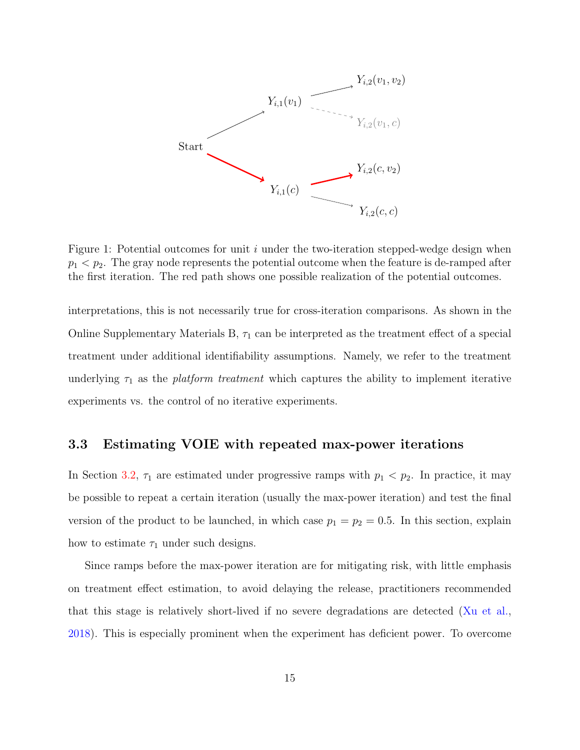Figure 1: Potential outcomes for unit $i$ under the two-iteration stepped-wedge design when $p_1 < p_2$. The gray node represents the potential outcome when the feature is de-ramped after the first iteration. The red path shows one possible realization of the potential outcomes.

interpretations, this is not necessarily true for cross-iteration comparisons. As shown in the Online Supplementary Materials B, $\tau_1$ can be interpreted as the treatment effect of a special treatment under additional identifiability assumptions. Namely, we refer to the treatment underlying $\tau_1$ as the *platform treatment* which captures the ability to implement iterative experiments vs. the control of no iterative experiments.

## 3.3 Estimating VOIE with repeated max-power iterations

In Section 3.2, $\tau_1$ are estimated under progressive ramps with $p_1 < p_2$. In practice, it may be possible to repeat a certain iteration (usually the max-power iteration) and test the final version of the product to be launched, in which case $p_1 = p_2 = 0.5$. In this section, explain how to estimate $\tau_1$ under such designs.

Since ramps before the max-power iteration are for mitigating risk, with little emphasis on treatment effect estimation, to avoid delaying the release, practitioners recommended that this stage is relatively short-lived if no severe degradations are detected (Xu et al., 2018). This is especially prominent when the experiment has deficient power. To overcome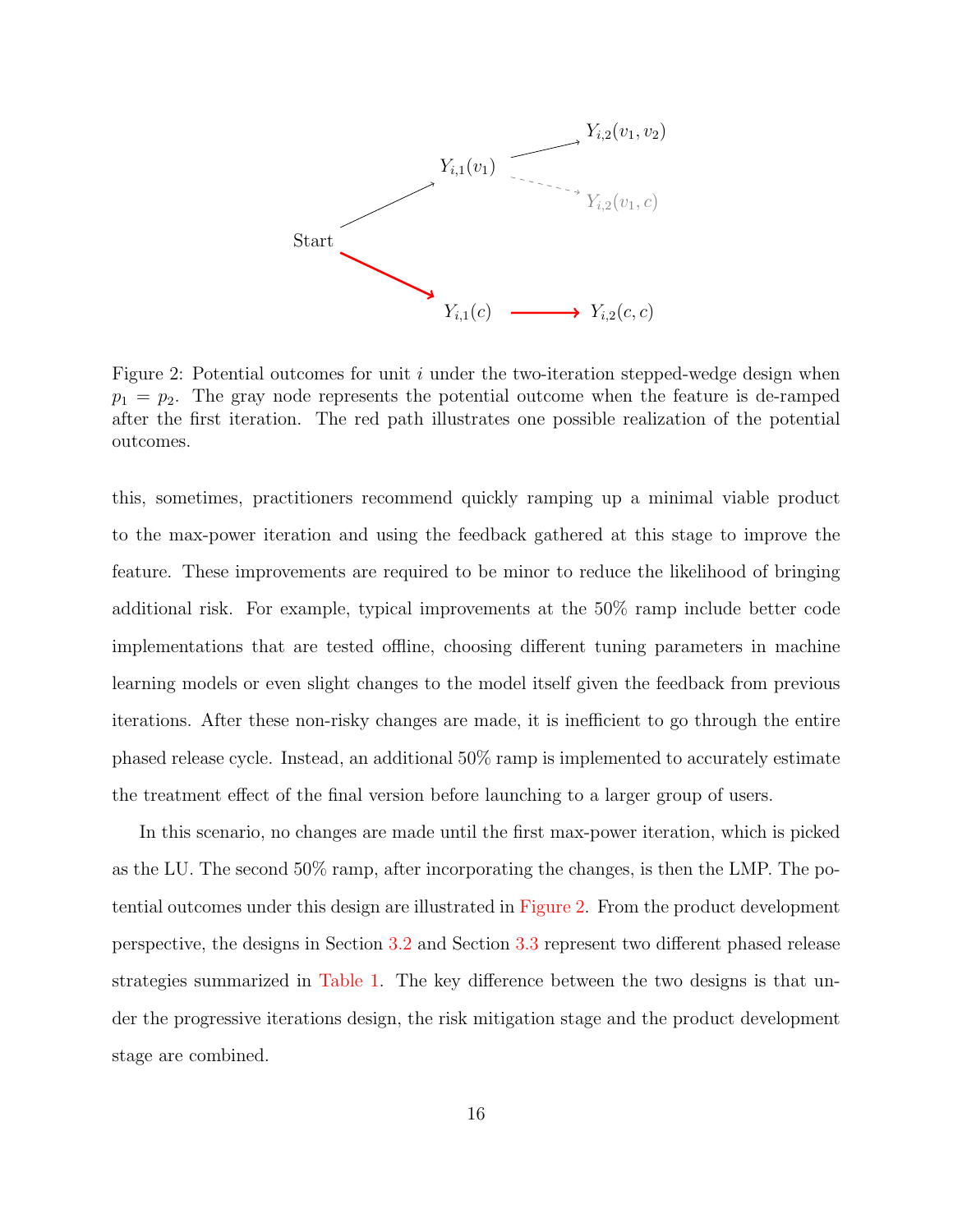Figure 2: Potential outcomes for unit $i$ under the two-iteration stepped-wedge design when $p_1 = p_2$. The gray node represents the potential outcome when the feature is de-ramped after the first iteration. The red path illustrates one possible realization of the potential outcomes.

this, sometimes, practitioners recommend quickly ramping up a minimal viable product to the max-power iteration and using the feedback gathered at this stage to improve the feature. These improvements are required to be minor to reduce the likelihood of bringing additional risk. For example, typical improvements at the 50% ramp include better code implementations that are tested offline, choosing different tuning parameters in machine learning models or even slight changes to the model itself given the feedback from previous iterations. After these non-risky changes are made, it is inefficient to go through the entire phased release cycle. Instead, an additional 50% ramp is implemented to accurately estimate the treatment effect of the final version before launching to a larger group of users.

In this scenario, no changes are made until the first max-power iteration, which is picked as the LU. The second 50% ramp, after incorporating the changes, is then the LMP. The potential outcomes under this design are illustrated in Figure 2. From the product development perspective, the designs in Section 3.2 and Section 3.3 represent two different phased release strategies summarized in Table 1. The key difference between the two designs is that under the progressive iterations design, the risk mitigation stage and the product development stage are combined.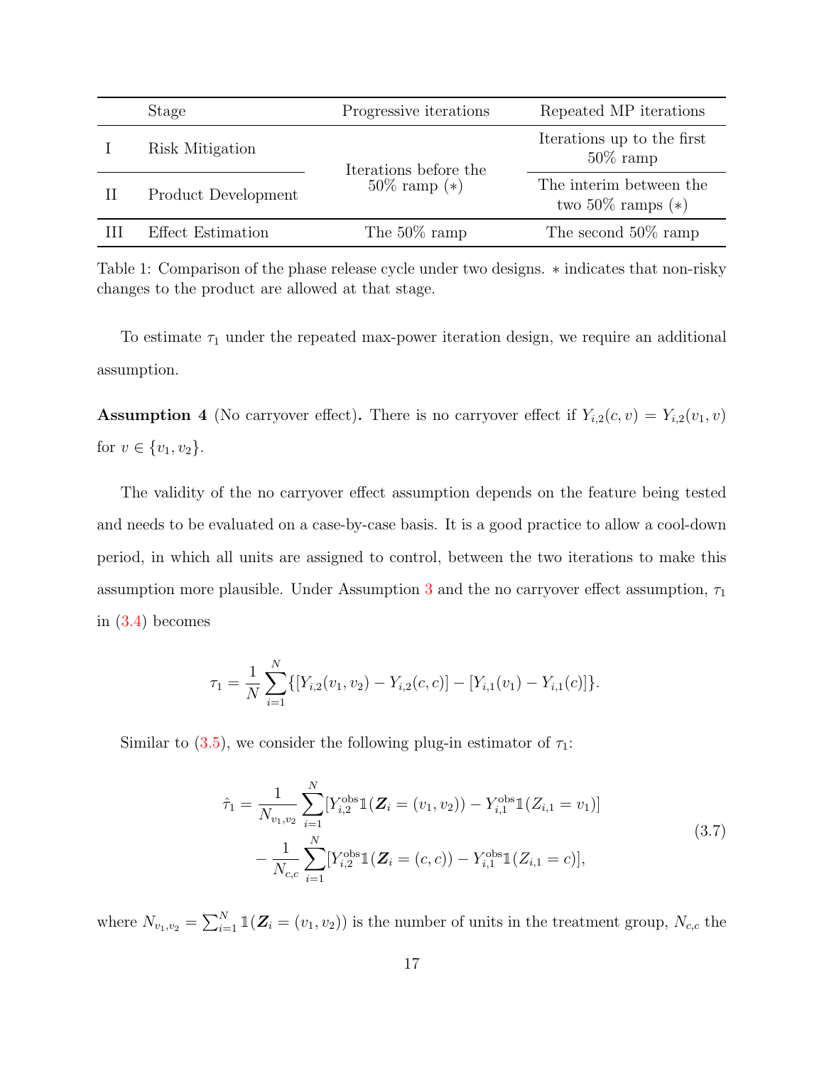|  | Stage | Progressive iterations | Repeated MP iterations |
|---|---|---|---|
| I | Risk Mitigation | Iterations before the 50% ramp (∗) | Iterations up to the first 50% ramp |
| II | Product Development |  | The interim between the two 50% ramps (∗) |
| III | Effect Estimation | The 50% ramp | The second 50% ramp |

Table 1: Comparison of the phase release cycle under two designs. ∗ indicates that non-risky changes to the product are allowed at that stage.

To estimate $\tau_1$ under the repeated max-power iteration design, we require an additional assumption.

**Assumption 4** (No carryover effect)**.** There is no carryover effect if $Y_{i,2}(c, v) = Y_{i,2}(v_1, v)$ for $v \in \{v_1, v_2\}$.

The validity of the no carryover effect assumption depends on the feature being tested and needs to be evaluated on a case-by-case basis. It is a good practice to allow a cool-down period, in which all units are assigned to control, between the two iterations to make this assumption more plausible. Under Assumption 3 and the no carryover effect assumption, $\tau_1$ in (3.4) becomes

$$\tau_1 = \frac{1}{N}\sum_{i=1}^{N}\{[Y_{i,2}(v_1, v_2) - Y_{i,2}(c, c)] - [Y_{i,1}(v_1) - Y_{i,1}(c)]\}.$$

Similar to (3.5), we consider the following plug-in estimator of $\tau_1$:

$$\begin{aligned}
\hat{\tau}_1 = &\frac{1}{N_{v_1,v_2}}\sum_{i=1}^{N}[Y_{i,2}^{\text{obs}}\mathbb{1}(\boldsymbol{Z}_i = (v_1, v_2)) - Y_{i,1}^{\text{obs}}\mathbb{1}(Z_{i,1} = v_1)] \\
&- \frac{1}{N_{c,c}}\sum_{i=1}^{N}[Y_{i,2}^{\text{obs}}\mathbb{1}(\boldsymbol{Z}_i = (c, c)) - Y_{i,1}^{\text{obs}}\mathbb{1}(Z_{i,1} = c)],
\end{aligned} \tag{3.7}$$

where $N_{v_1,v_2} = \sum_{i=1}^{N}\mathbb{1}(\boldsymbol{Z}_i = (v_1, v_2))$ is the number of units in the treatment group, $N_{c,c}$ the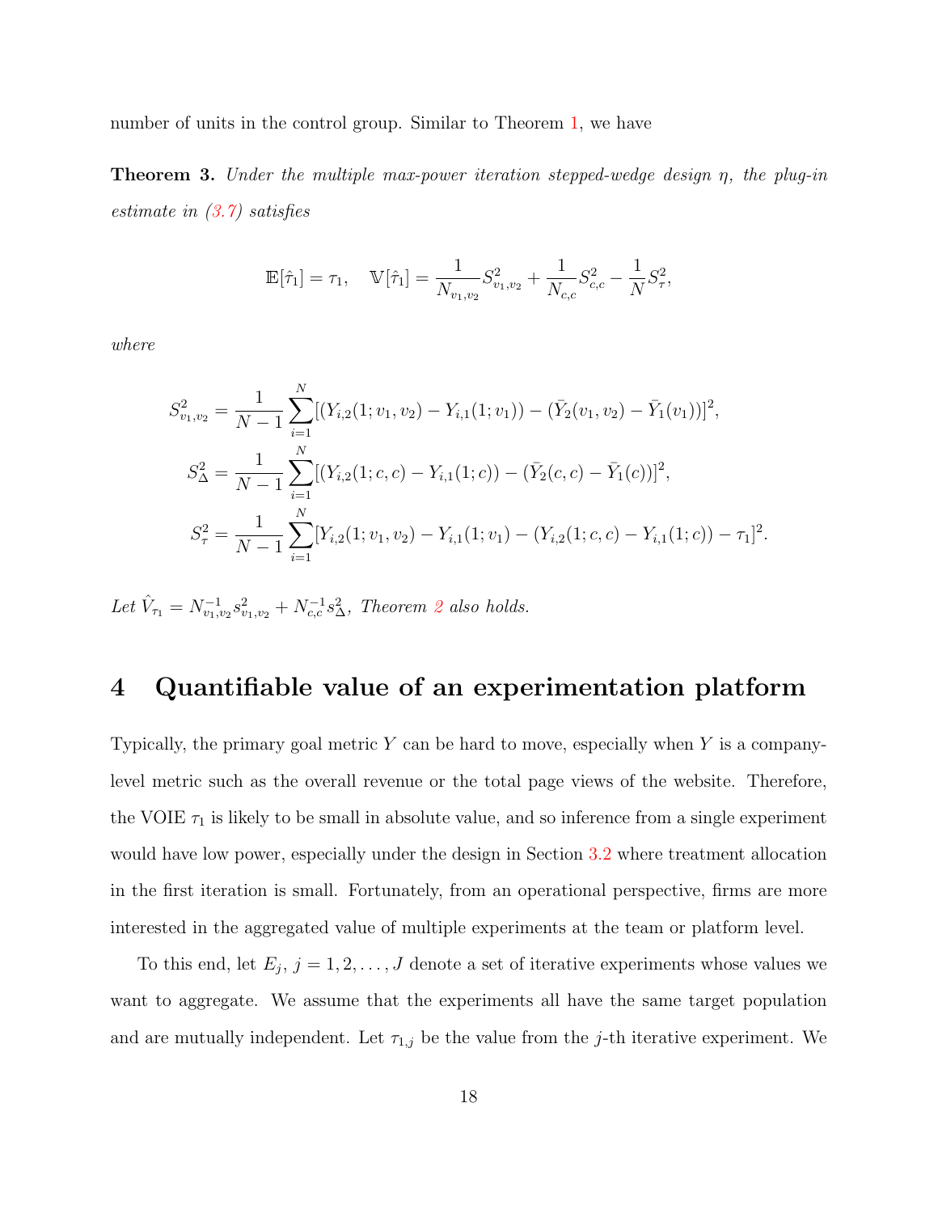number of units in the control group. Similar to Theorem 1, we have

**Theorem 3.** *Under the multiple max-power iteration stepped-wedge design $\eta$, the plug-in estimate in (3.7) satisfies*

$$\mathbb{E}[\hat{\tau}_1] = \tau_1, \quad \mathbb{V}[\hat{\tau}_1] = \frac{1}{N_{v_1,v_2}} S^2_{v_1,v_2} + \frac{1}{N_{c,c}} S^2_{c,c} - \frac{1}{N} S^2_{\tau},$$

*where*

$$S^2_{v_1,v_2} = \frac{1}{N-1} \sum_{i=1}^{N} [(Y_{i,2}(1; v_1, v_2) - Y_{i,1}(1; v_1)) - (\bar{Y}_2(v_1, v_2) - \bar{Y}_1(v_1))]^2,$$

$$S^2_{\Delta} = \frac{1}{N-1} \sum_{i=1}^{N} [(Y_{i,2}(1; c, c) - Y_{i,1}(1; c)) - (\bar{Y}_2(c, c) - \bar{Y}_1(c))]^2,$$

$$S^2_{\tau} = \frac{1}{N-1} \sum_{i=1}^{N} [Y_{i,2}(1; v_1, v_2) - Y_{i,1}(1; v_1) - (Y_{i,2}(1; c, c) - Y_{i,1}(1; c)) - \tau_1]^2.$$

*Let $\hat{V}_{\tau_1} = N^{-1}_{v_1,v_2} s^2_{v_1,v_2} + N^{-1}_{c,c} s^2_{\Delta}$, Theorem 2 also holds.*

# 4 Quantifiable value of an experimentation platform

Typically, the primary goal metric $Y$ can be hard to move, especially when $Y$ is a company-level metric such as the overall revenue or the total page views of the website. Therefore, the VOIE $\tau_1$ is likely to be small in absolute value, and so inference from a single experiment would have low power, especially under the design in Section 3.2 where treatment allocation in the first iteration is small. Fortunately, from an operational perspective, firms are more interested in the aggregated value of multiple experiments at the team or platform level.

To this end, let $E_j$, $j = 1, 2, \ldots, J$ denote a set of iterative experiments whose values we want to aggregate. We assume that the experiments all have the same target population and are mutually independent. Let $\tau_{1,j}$ be the value from the $j$-th iterative experiment. We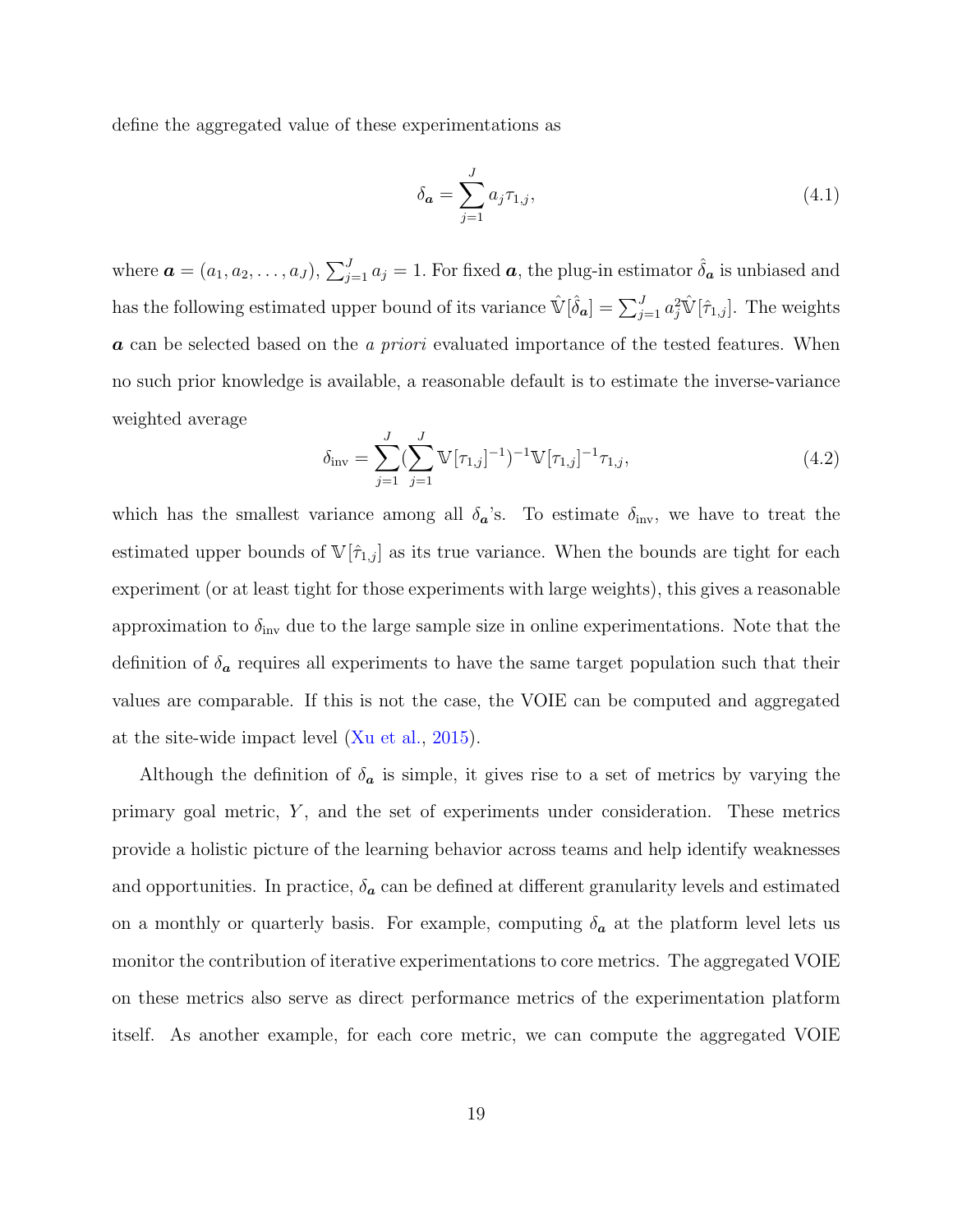define the aggregated value of these experimentations as

$$\delta_{\boldsymbol{a}} = \sum_{j=1}^{J} a_j \tau_{1,j}, \tag{4.1}$$

where $\boldsymbol{a} = (a_1, a_2, \ldots, a_J)$, $\sum_{j=1}^{J} a_j = 1$. For fixed $\boldsymbol{a}$, the plug-in estimator $\hat{\delta}_{\boldsymbol{a}}$ is unbiased and has the following estimated upper bound of its variance $\hat{\mathbb{V}}[\hat{\delta}_{\boldsymbol{a}}] = \sum_{j=1}^{J} a_j^2 \hat{\mathbb{V}}[\hat{\tau}_{1,j}]$. The weights $\boldsymbol{a}$ can be selected based on the *a priori* evaluated importance of the tested features. When no such prior knowledge is available, a reasonable default is to estimate the inverse-variance weighted average

$$\delta_{\text{inv}} = \sum_{j=1}^{J} (\sum_{j=1}^{J} \mathbb{V}[\tau_{1,j}]^{-1})^{-1} \mathbb{V}[\tau_{1,j}]^{-1} \tau_{1,j}, \tag{4.2}$$

which has the smallest variance among all $\delta_{\boldsymbol{a}}$'s. To estimate $\delta_{\text{inv}}$, we have to treat the estimated upper bounds of $\mathbb{V}[\hat{\tau}_{1,j}]$ as its true variance. When the bounds are tight for each experiment (or at least tight for those experiments with large weights), this gives a reasonable approximation to $\delta_{\text{inv}}$ due to the large sample size in online experimentations. Note that the definition of $\delta_{\boldsymbol{a}}$ requires all experiments to have the same target population such that their values are comparable. If this is not the case, the VOIE can be computed and aggregated at the site-wide impact level (Xu et al., 2015).

Although the definition of $\delta_{\boldsymbol{a}}$ is simple, it gives rise to a set of metrics by varying the primary goal metric, $Y$, and the set of experiments under consideration. These metrics provide a holistic picture of the learning behavior across teams and help identify weaknesses and opportunities. In practice, $\delta_{\boldsymbol{a}}$ can be defined at different granularity levels and estimated on a monthly or quarterly basis. For example, computing $\delta_{\boldsymbol{a}}$ at the platform level lets us monitor the contribution of iterative experimentations to core metrics. The aggregated VOIE on these metrics also serve as direct performance metrics of the experimentation platform itself. As another example, for each core metric, we can compute the aggregated VOIE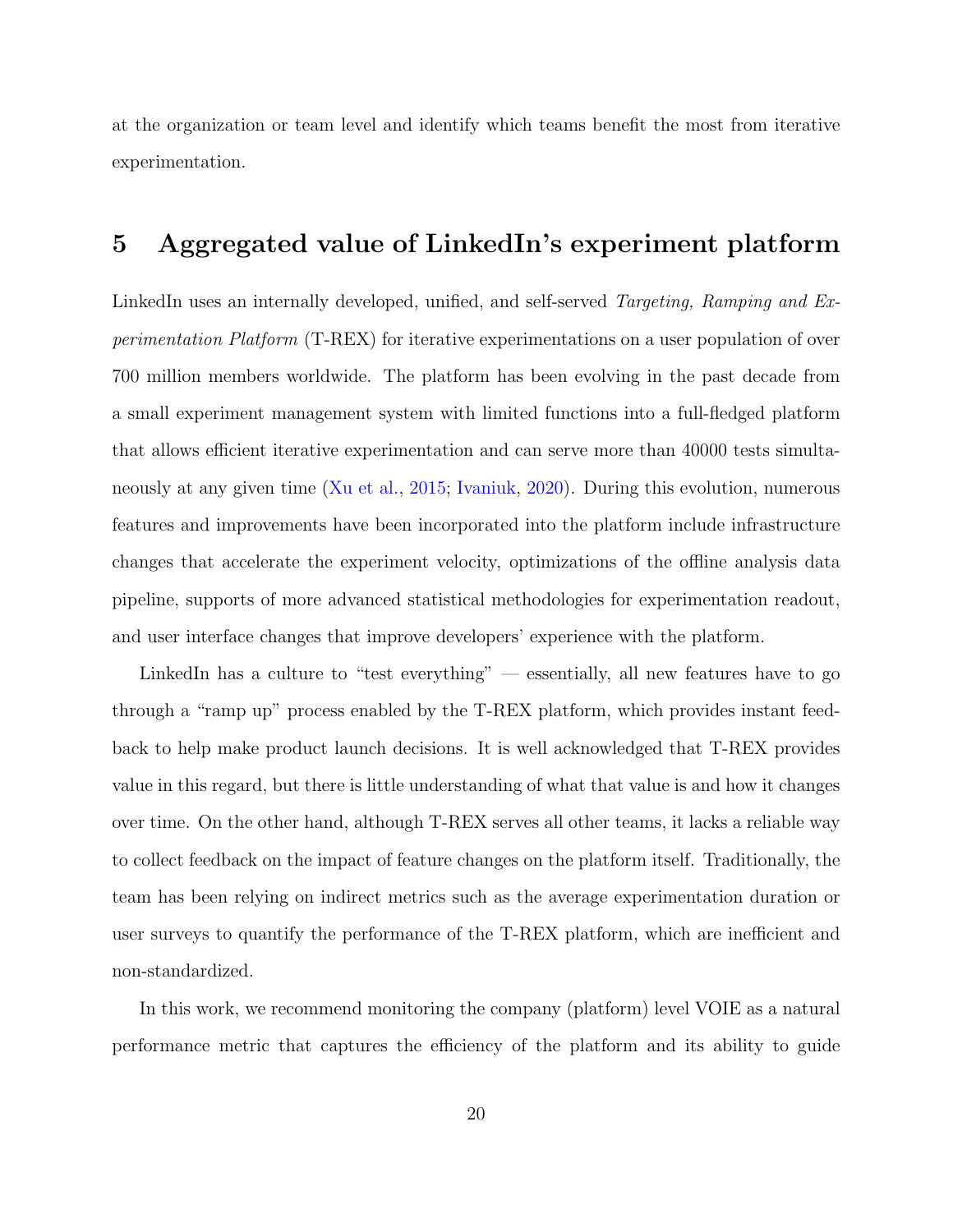at the organization or team level and identify which teams benefit the most from iterative experimentation.

## 5 Aggregated value of LinkedIn's experiment platform

LinkedIn uses an internally developed, unified, and self-served *Targeting, Ramping and Experimentation Platform* (T-REX) for iterative experimentations on a user population of over 700 million members worldwide. The platform has been evolving in the past decade from a small experiment management system with limited functions into a full-fledged platform that allows efficient iterative experimentation and can serve more than 40000 tests simultaneously at any given time (Xu et al., 2015; Ivaniuk, 2020). During this evolution, numerous features and improvements have been incorporated into the platform include infrastructure changes that accelerate the experiment velocity, optimizations of the offline analysis data pipeline, supports of more advanced statistical methodologies for experimentation readout, and user interface changes that improve developers' experience with the platform.

LinkedIn has a culture to "test everything" — essentially, all new features have to go through a "ramp up" process enabled by the T-REX platform, which provides instant feedback to help make product launch decisions. It is well acknowledged that T-REX provides value in this regard, but there is little understanding of what that value is and how it changes over time. On the other hand, although T-REX serves all other teams, it lacks a reliable way to collect feedback on the impact of feature changes on the platform itself. Traditionally, the team has been relying on indirect metrics such as the average experimentation duration or user surveys to quantify the performance of the T-REX platform, which are inefficient and non-standardized.

In this work, we recommend monitoring the company (platform) level VOIE as a natural performance metric that captures the efficiency of the platform and its ability to guide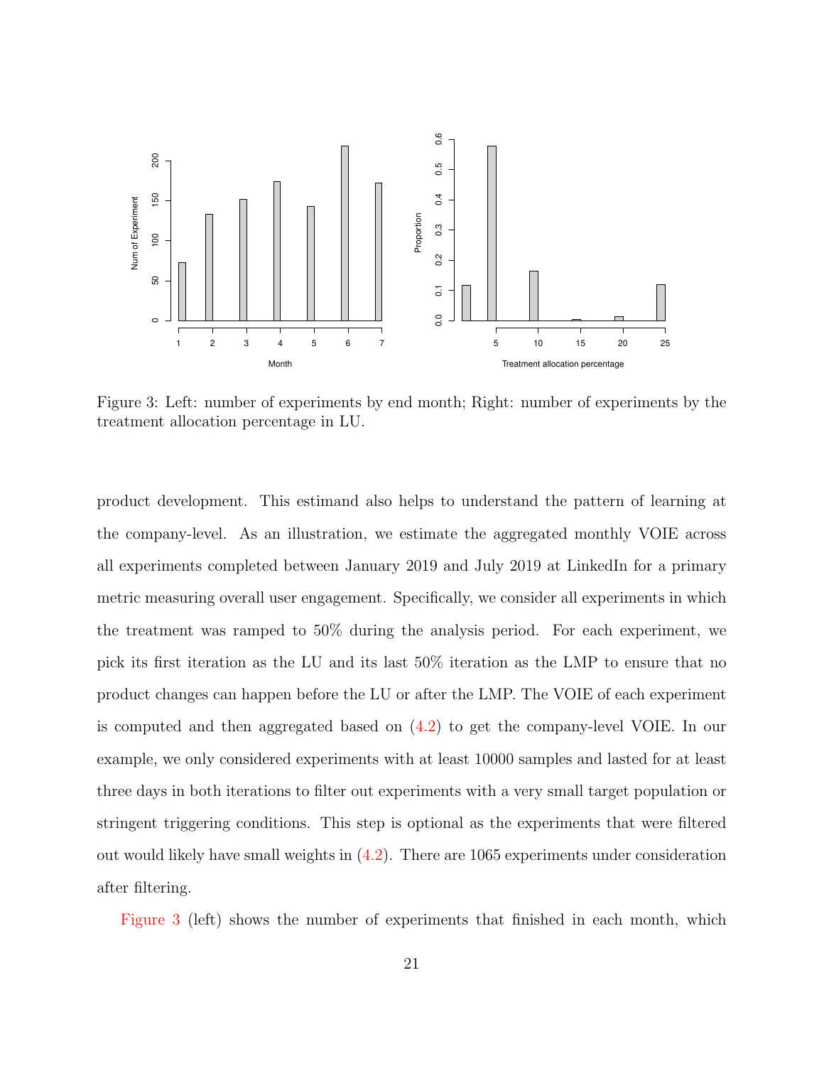Figure 3: Left: number of experiments by end month; Right: number of experiments by the treatment allocation percentage in LU.

product development. This estimand also helps to understand the pattern of learning at the company-level. As an illustration, we estimate the aggregated monthly VOIE across all experiments completed between January 2019 and July 2019 at LinkedIn for a primary metric measuring overall user engagement. Specifically, we consider all experiments in which the treatment was ramped to 50% during the analysis period. For each experiment, we pick its first iteration as the LU and its last 50% iteration as the LMP to ensure that no product changes can happen before the LU or after the LMP. The VOIE of each experiment is computed and then aggregated based on (4.2) to get the company-level VOIE. In our example, we only considered experiments with at least 10000 samples and lasted for at least three days in both iterations to filter out experiments with a very small target population or stringent triggering conditions. This step is optional as the experiments that were filtered out would likely have small weights in (4.2). There are 1065 experiments under consideration after filtering.

Figure 3 (left) shows the number of experiments that finished in each month, which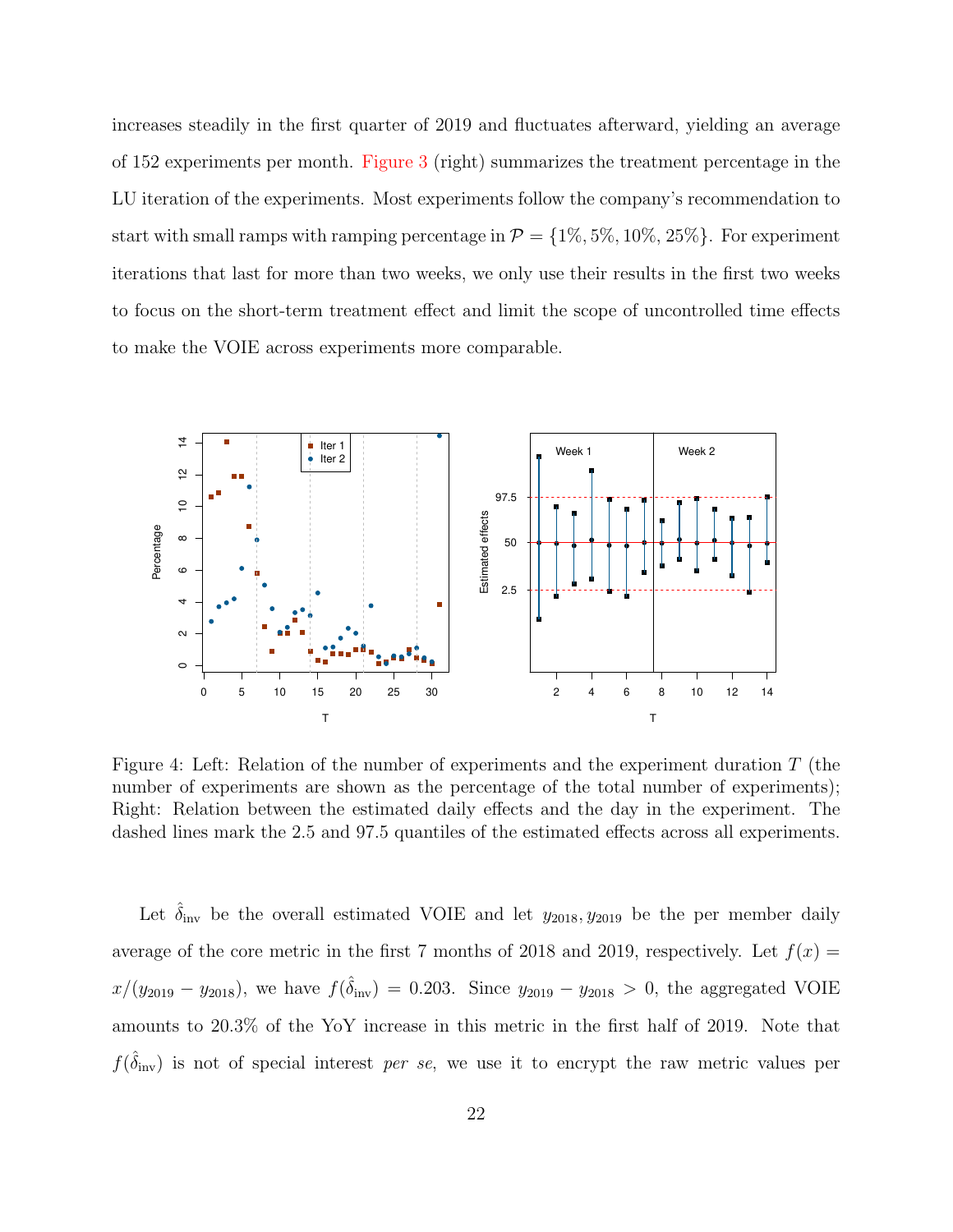increases steadily in the first quarter of 2019 and fluctuates afterward, yielding an average of 152 experiments per month. Figure 3 (right) summarizes the treatment percentage in the LU iteration of the experiments. Most experiments follow the company's recommendation to start with small ramps with ramping percentage in $\mathcal{P} = \{1\%, 5\%, 10\%, 25\%\}$. For experiment iterations that last for more than two weeks, we only use their results in the first two weeks to focus on the short-term treatment effect and limit the scope of uncontrolled time effects to make the VOIE across experiments more comparable.

Figure 4: Left: Relation of the number of experiments and the experiment duration $T$ (the number of experiments are shown as the percentage of the total number of experiments); Right: Relation between the estimated daily effects and the day in the experiment. The dashed lines mark the 2.5 and 97.5 quantiles of the estimated effects across all experiments.

Let $\hat{\delta}_{\text{inv}}$ be the overall estimated VOIE and let $y_{2018}, y_{2019}$ be the per member daily average of the core metric in the first 7 months of 2018 and 2019, respectively. Let $f(x) = x/(y_{2019} - y_{2018})$, we have $f(\hat{\delta}_{\text{inv}}) = 0.203$. Since $y_{2019} - y_{2018} > 0$, the aggregated VOIE amounts to 20.3% of the YoY increase in this metric in the first half of 2019. Note that $f(\hat{\delta}_{\text{inv}})$ is not of special interest *per se*, we use it to encrypt the raw metric values per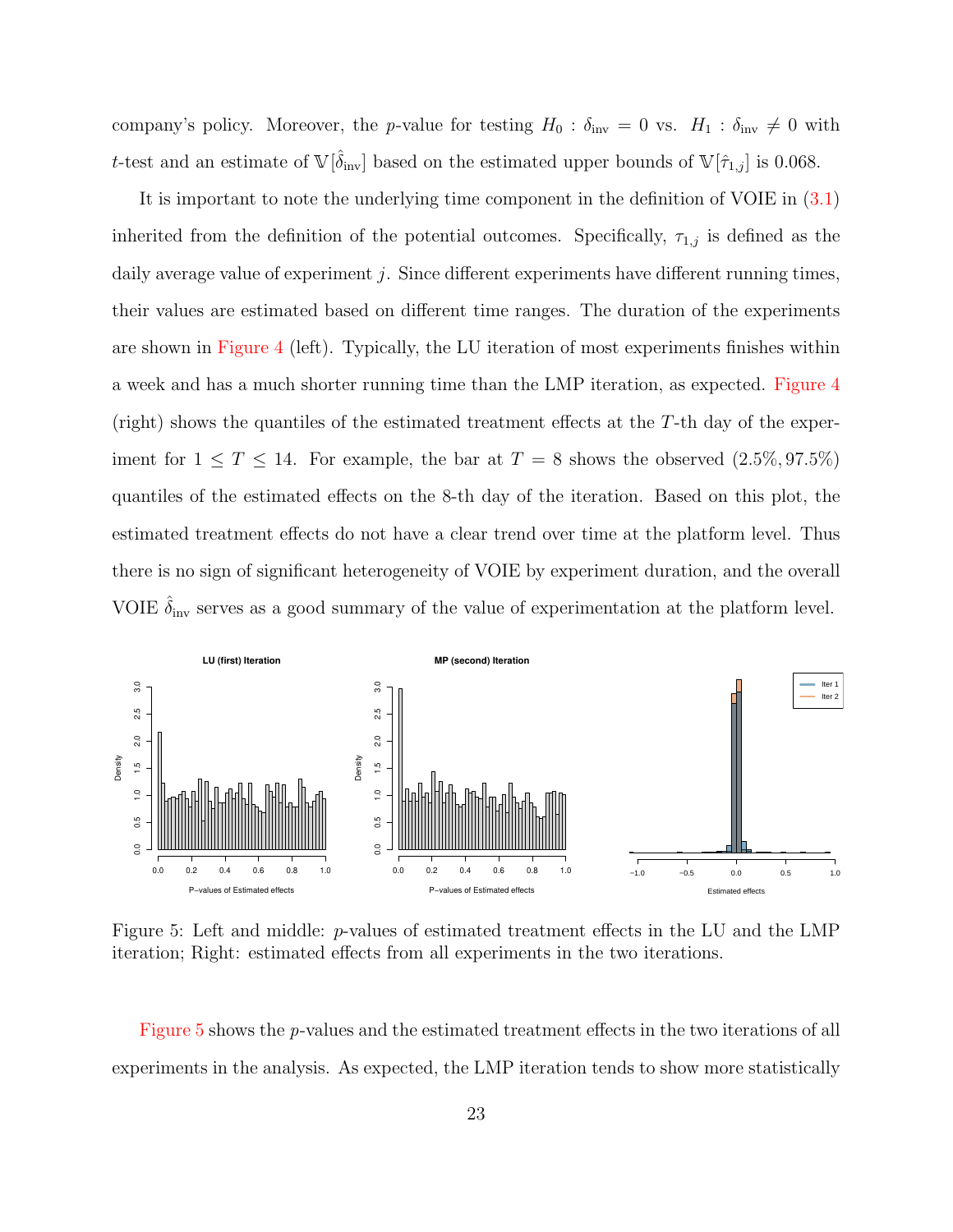company's policy. Moreover, the $p$-value for testing $H_0 : \delta_{\text{inv}} = 0$ vs. $H_1 : \delta_{\text{inv}} \neq 0$ with $t$-test and an estimate of $\mathbb{V}[\hat{\delta}_{\text{inv}}]$ based on the estimated upper bounds of $\mathbb{V}[\hat{\tau}_{1,j}]$ is 0.068.

It is important to note the underlying time component in the definition of VOIE in (3.1) inherited from the definition of the potential outcomes. Specifically, $\tau_{1,j}$ is defined as the daily average value of experiment $j$. Since different experiments have different running times, their values are estimated based on different time ranges. The duration of the experiments are shown in Figure 4 (left). Typically, the LU iteration of most experiments finishes within a week and has a much shorter running time than the LMP iteration, as expected. Figure 4 (right) shows the quantiles of the estimated treatment effects at the $T$-th day of the experiment for $1 \leq T \leq 14$. For example, the bar at $T = 8$ shows the observed $(2.5\%, 97.5\%)$ quantiles of the estimated effects on the 8-th day of the iteration. Based on this plot, the estimated treatment effects do not have a clear trend over time at the platform level. Thus there is no sign of significant heterogeneity of VOIE by experiment duration, and the overall VOIE $\hat{\delta}_{\text{inv}}$ serves as a good summary of the value of experimentation at the platform level.

Figure 5: Left and middle: $p$-values of estimated treatment effects in the LU and the LMP iteration; Right: estimated effects from all experiments in the two iterations.

Figure 5 shows the $p$-values and the estimated treatment effects in the two iterations of all experiments in the analysis. As expected, the LMP iteration tends to show more statistically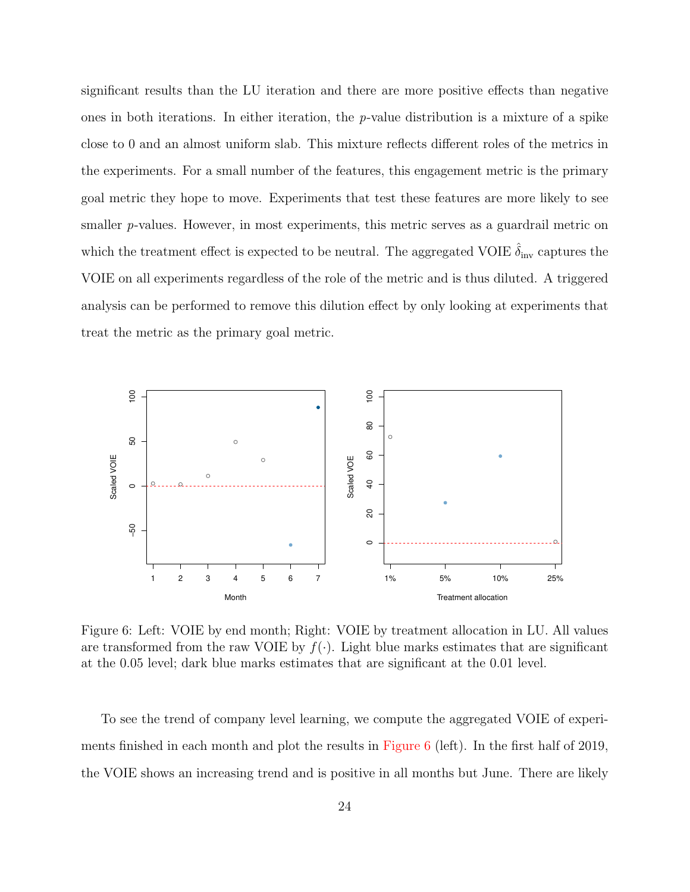significant results than the LU iteration and there are more positive effects than negative ones in both iterations. In either iteration, the $p$-value distribution is a mixture of a spike close to 0 and an almost uniform slab. This mixture reflects different roles of the metrics in the experiments. For a small number of the features, this engagement metric is the primary goal metric they hope to move. Experiments that test these features are more likely to see smaller $p$-values. However, in most experiments, this metric serves as a guardrail metric on which the treatment effect is expected to be neutral. The aggregated VOIE $\hat{\delta}_{\text{inv}}$ captures the VOIE on all experiments regardless of the role of the metric and is thus diluted. A triggered analysis can be performed to remove this dilution effect by only looking at experiments that treat the metric as the primary goal metric.

Figure 6: Left: VOIE by end month; Right: VOIE by treatment allocation in LU. All values are transformed from the raw VOIE by $f(\cdot)$. Light blue marks estimates that are significant at the 0.05 level; dark blue marks estimates that are significant at the 0.01 level.

To see the trend of company level learning, we compute the aggregated VOIE of experiments finished in each month and plot the results in Figure 6 (left). In the first half of 2019, the VOIE shows an increasing trend and is positive in all months but June. There are likely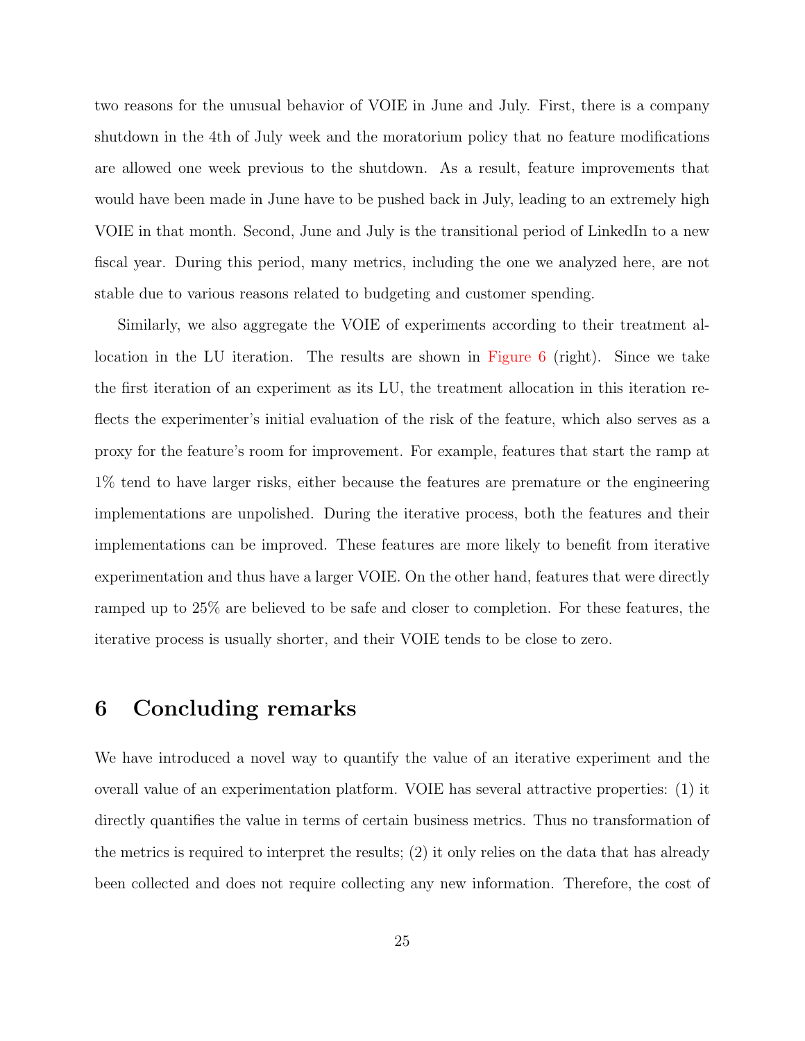two reasons for the unusual behavior of VOIE in June and July. First, there is a company shutdown in the 4th of July week and the moratorium policy that no feature modifications are allowed one week previous to the shutdown. As a result, feature improvements that would have been made in June have to be pushed back in July, leading to an extremely high VOIE in that month. Second, June and July is the transitional period of LinkedIn to a new fiscal year. During this period, many metrics, including the one we analyzed here, are not stable due to various reasons related to budgeting and customer spending.

Similarly, we also aggregate the VOIE of experiments according to their treatment allocation in the LU iteration. The results are shown in Figure 6 (right). Since we take the first iteration of an experiment as its LU, the treatment allocation in this iteration reflects the experimenter's initial evaluation of the risk of the feature, which also serves as a proxy for the feature's room for improvement. For example, features that start the ramp at 1% tend to have larger risks, either because the features are premature or the engineering implementations are unpolished. During the iterative process, both the features and their implementations can be improved. These features are more likely to benefit from iterative experimentation and thus have a larger VOIE. On the other hand, features that were directly ramped up to 25% are believed to be safe and closer to completion. For these features, the iterative process is usually shorter, and their VOIE tends to be close to zero.

# 6 Concluding remarks

We have introduced a novel way to quantify the value of an iterative experiment and the overall value of an experimentation platform. VOIE has several attractive properties: (1) it directly quantifies the value in terms of certain business metrics. Thus no transformation of the metrics is required to interpret the results; (2) it only relies on the data that has already been collected and does not require collecting any new information. Therefore, the cost of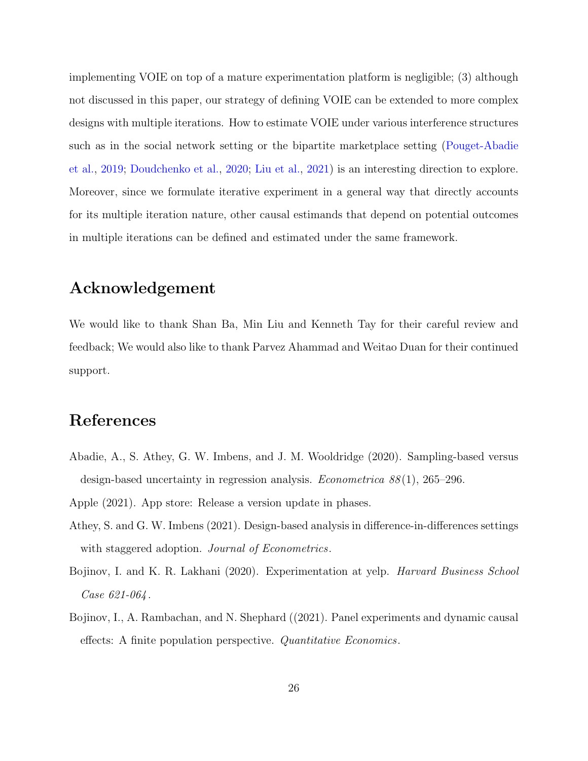implementing VOIE on top of a mature experimentation platform is negligible; (3) although not discussed in this paper, our strategy of defining VOIE can be extended to more complex designs with multiple iterations. How to estimate VOIE under various interference structures such as in the social network setting or the bipartite marketplace setting (Pouget-Abadie et al., 2019; Doudchenko et al., 2020; Liu et al., 2021) is an interesting direction to explore. Moreover, since we formulate iterative experiment in a general way that directly accounts for its multiple iteration nature, other causal estimands that depend on potential outcomes in multiple iterations can be defined and estimated under the same framework.

## Acknowledgement

We would like to thank Shan Ba, Min Liu and Kenneth Tay for their careful review and feedback; We would also like to thank Parvez Ahammad and Weitao Duan for their continued support.

## References

Abadie, A., S. Athey, G. W. Imbens, and J. M. Wooldridge (2020). Sampling-based versus design-based uncertainty in regression analysis. *Econometrica 88*(1), 265–296.

Apple (2021). App store: Release a version update in phases.

Athey, S. and G. W. Imbens (2021). Design-based analysis in difference-in-differences settings with staggered adoption. *Journal of Econometrics*.

Bojinov, I. and K. R. Lakhani (2020). Experimentation at yelp. *Harvard Business School Case 621-064*.

Bojinov, I., A. Rambachan, and N. Shephard ((2021). Panel experiments and dynamic causal effects: A finite population perspective. *Quantitative Economics*.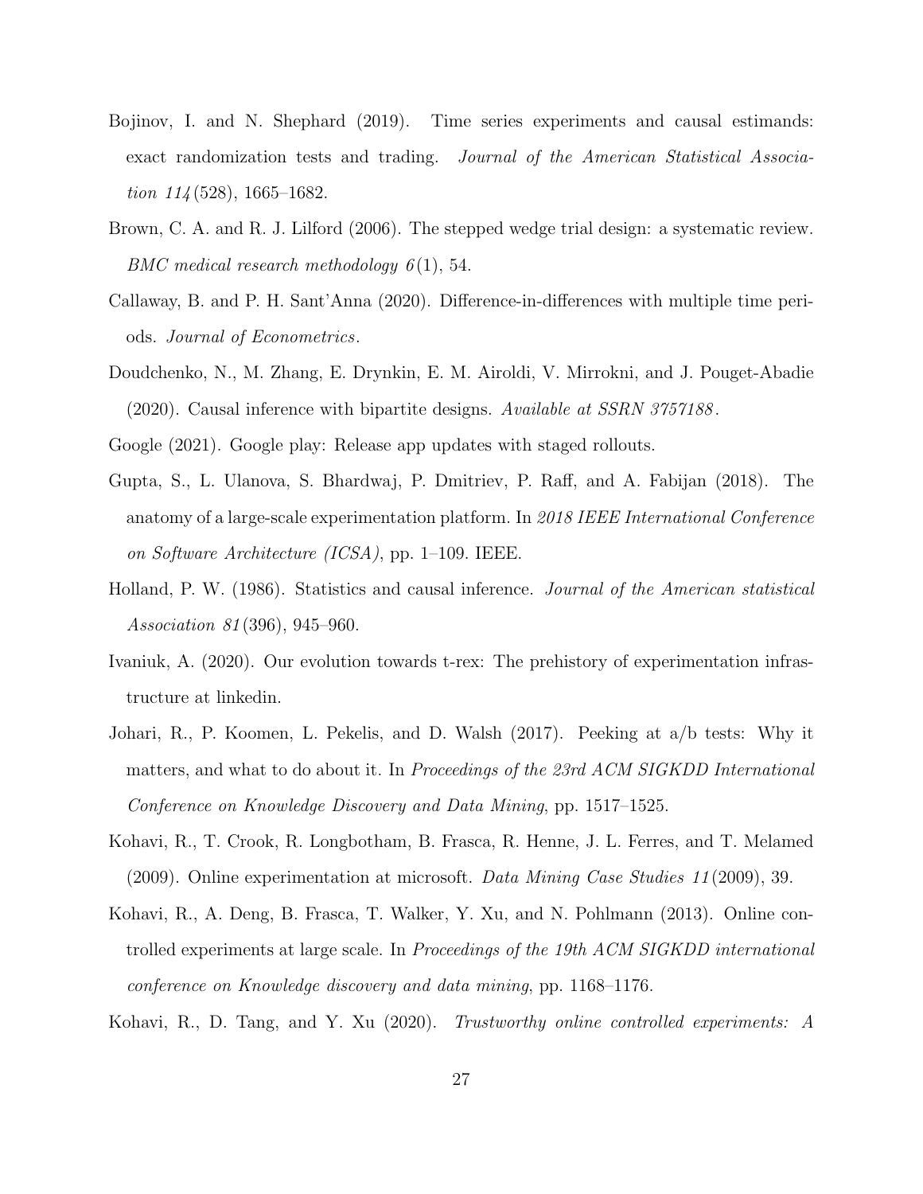Bojinov, I. and N. Shephard (2019). Time series experiments and causal estimands: exact randomization tests and trading. *Journal of the American Statistical Association 114*(528), 1665–1682.

Brown, C. A. and R. J. Lilford (2006). The stepped wedge trial design: a systematic review. *BMC medical research methodology 6*(1), 54.

Callaway, B. and P. H. Sant'Anna (2020). Difference-in-differences with multiple time periods. *Journal of Econometrics*.

Doudchenko, N., M. Zhang, E. Drynkin, E. M. Airoldi, V. Mirrokni, and J. Pouget-Abadie (2020). Causal inference with bipartite designs. *Available at SSRN 3757188*.

Google (2021). Google play: Release app updates with staged rollouts.

Gupta, S., L. Ulanova, S. Bhardwaj, P. Dmitriev, P. Raff, and A. Fabijan (2018). The anatomy of a large-scale experimentation platform. In *2018 IEEE International Conference on Software Architecture (ICSA)*, pp. 1–109. IEEE.

Holland, P. W. (1986). Statistics and causal inference. *Journal of the American statistical Association 81*(396), 945–960.

Ivaniuk, A. (2020). Our evolution towards t-rex: The prehistory of experimentation infrastructure at linkedin.

Johari, R., P. Koomen, L. Pekelis, and D. Walsh (2017). Peeking at a/b tests: Why it matters, and what to do about it. In *Proceedings of the 23rd ACM SIGKDD International Conference on Knowledge Discovery and Data Mining*, pp. 1517–1525.

Kohavi, R., T. Crook, R. Longbotham, B. Frasca, R. Henne, J. L. Ferres, and T. Melamed (2009). Online experimentation at microsoft. *Data Mining Case Studies 11*(2009), 39.

Kohavi, R., A. Deng, B. Frasca, T. Walker, Y. Xu, and N. Pohlmann (2013). Online controlled experiments at large scale. In *Proceedings of the 19th ACM SIGKDD international conference on Knowledge discovery and data mining*, pp. 1168–1176.

Kohavi, R., D. Tang, and Y. Xu (2020). *Trustworthy online controlled experiments: A*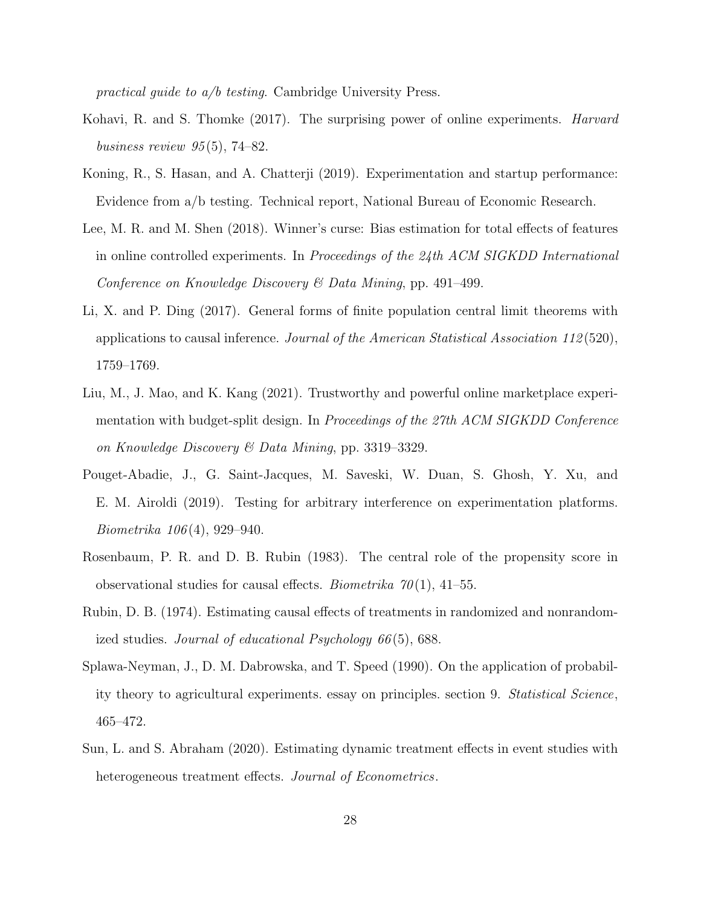*practical guide to a/b testing*. Cambridge University Press.

Kohavi, R. and S. Thomke (2017). The surprising power of online experiments. *Harvard business review 95*(5), 74–82.

Koning, R., S. Hasan, and A. Chatterji (2019). Experimentation and startup performance: Evidence from a/b testing. Technical report, National Bureau of Economic Research.

Lee, M. R. and M. Shen (2018). Winner's curse: Bias estimation for total effects of features in online controlled experiments. In *Proceedings of the 24th ACM SIGKDD International Conference on Knowledge Discovery & Data Mining*, pp. 491–499.

Li, X. and P. Ding (2017). General forms of finite population central limit theorems with applications to causal inference. *Journal of the American Statistical Association 112*(520), 1759–1769.

Liu, M., J. Mao, and K. Kang (2021). Trustworthy and powerful online marketplace experimentation with budget-split design. In *Proceedings of the 27th ACM SIGKDD Conference on Knowledge Discovery & Data Mining*, pp. 3319–3329.

Pouget-Abadie, J., G. Saint-Jacques, M. Saveski, W. Duan, S. Ghosh, Y. Xu, and E. M. Airoldi (2019). Testing for arbitrary interference on experimentation platforms. *Biometrika 106*(4), 929–940.

Rosenbaum, P. R. and D. B. Rubin (1983). The central role of the propensity score in observational studies for causal effects. *Biometrika 70*(1), 41–55.

Rubin, D. B. (1974). Estimating causal effects of treatments in randomized and nonrandomized studies. *Journal of educational Psychology 66*(5), 688.

Splawa-Neyman, J., D. M. Dabrowska, and T. Speed (1990). On the application of probability theory to agricultural experiments. essay on principles. section 9. *Statistical Science*, 465–472.

Sun, L. and S. Abraham (2020). Estimating dynamic treatment effects in event studies with heterogeneous treatment effects. *Journal of Econometrics*.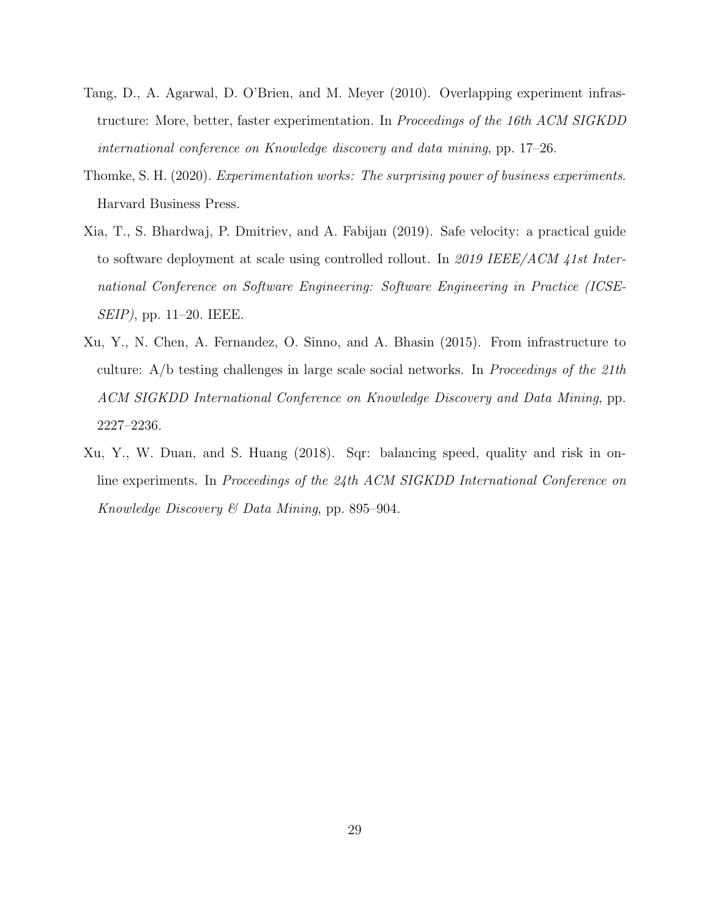Tang, D., A. Agarwal, D. O'Brien, and M. Meyer (2010). Overlapping experiment infrastructure: More, better, faster experimentation. In *Proceedings of the 16th ACM SIGKDD international conference on Knowledge discovery and data mining*, pp. 17–26.

Thomke, S. H. (2020). *Experimentation works: The surprising power of business experiments*. Harvard Business Press.

Xia, T., S. Bhardwaj, P. Dmitriev, and A. Fabijan (2019). Safe velocity: a practical guide to software deployment at scale using controlled rollout. In *2019 IEEE/ACM 41st International Conference on Software Engineering: Software Engineering in Practice (ICSE-SEIP)*, pp. 11–20. IEEE.

Xu, Y., N. Chen, A. Fernandez, O. Sinno, and A. Bhasin (2015). From infrastructure to culture: A/b testing challenges in large scale social networks. In *Proceedings of the 21th ACM SIGKDD International Conference on Knowledge Discovery and Data Mining*, pp. 2227–2236.

Xu, Y., W. Duan, and S. Huang (2018). Sqr: balancing speed, quality and risk in online experiments. In *Proceedings of the 24th ACM SIGKDD International Conference on Knowledge Discovery & Data Mining*, pp. 895–904.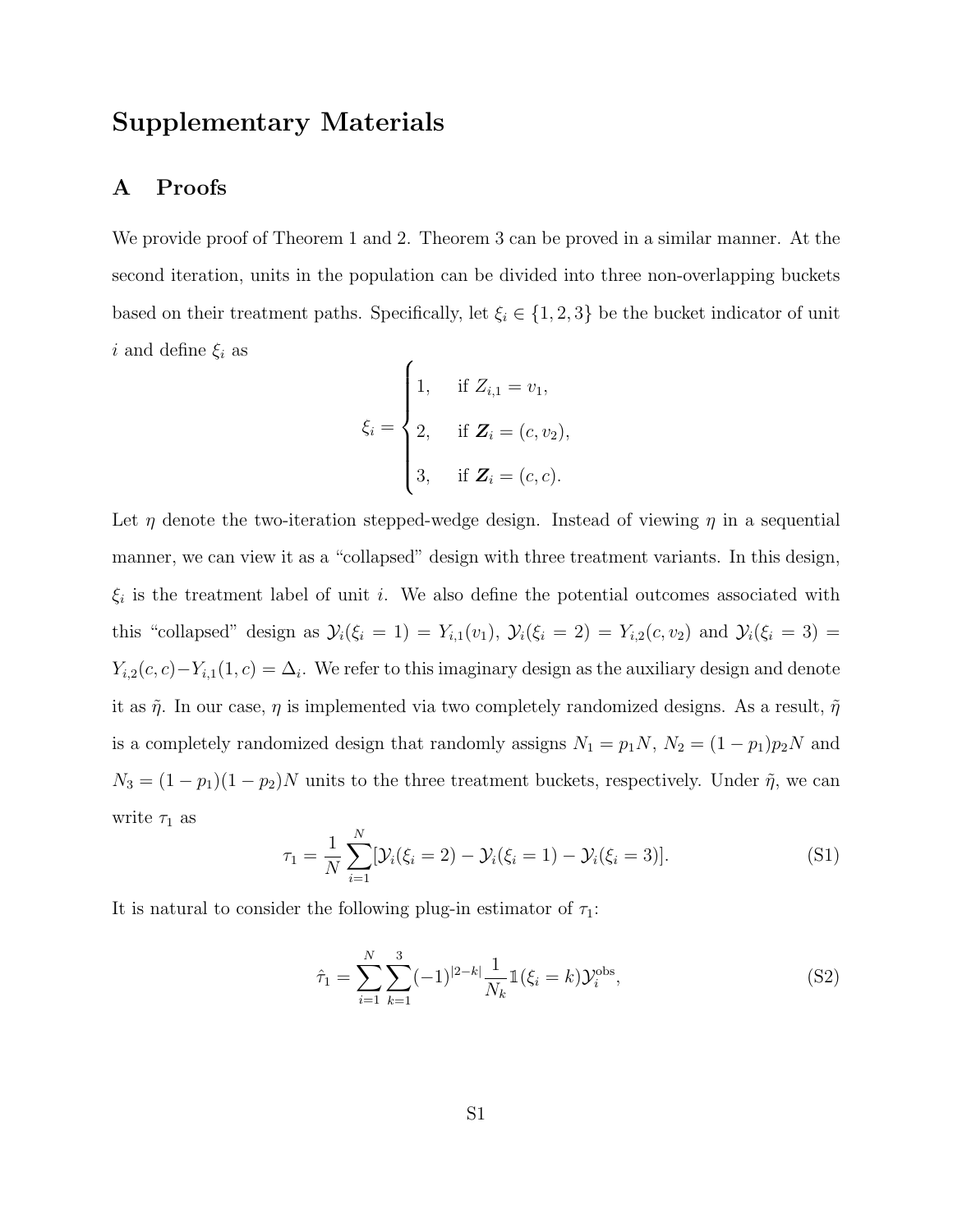# Supplementary Materials

## A Proofs

We provide proof of Theorem 1 and 2. Theorem 3 can be proved in a similar manner. At the second iteration, units in the population can be divided into three non-overlapping buckets based on their treatment paths. Specifically, let $\xi_i \in \{1, 2, 3\}$ be the bucket indicator of unit $i$ and define $\xi_i$ as

$$
\xi_i = \begin{cases} 1, & \text{if } Z_{i,1} = v_1, \\ 2, & \text{if } \boldsymbol{Z}_i = (c, v_2), \\ 3, & \text{if } \boldsymbol{Z}_i = (c, c). \end{cases}
$$

Let $\eta$ denote the two-iteration stepped-wedge design. Instead of viewing $\eta$ in a sequential manner, we can view it as a "collapsed" design with three treatment variants. In this design, $\xi_i$ is the treatment label of unit $i$. We also define the potential outcomes associated with this "collapsed" design as $\mathcal{Y}_i(\xi_i = 1) = Y_{i,1}(v_1)$, $\mathcal{Y}_i(\xi_i = 2) = Y_{i,2}(c, v_2)$ and $\mathcal{Y}_i(\xi_i = 3) = Y_{i,2}(c, c) - Y_{i,1}(1, c) = \Delta_i$. We refer to this imaginary design as the auxiliary design and denote it as $\tilde{\eta}$. In our case, $\eta$ is implemented via two completely randomized designs. As a result, $\tilde{\eta}$ is a completely randomized design that randomly assigns $N_1 = p_1 N$, $N_2 = (1 - p_1) p_2 N$ and $N_3 = (1 - p_1)(1 - p_2) N$ units to the three treatment buckets, respectively. Under $\tilde{\eta}$, we can write $\tau_1$ as

$$
\tau_1 = \frac{1}{N} \sum_{i=1}^{N} [\mathcal{Y}_i(\xi_i = 2) - \mathcal{Y}_i(\xi_i = 1) - \mathcal{Y}_i(\xi_i = 3)]. \tag{S1}
$$

It is natural to consider the following plug-in estimator of $\tau_1$:

$$
\hat{\tau}_1 = \sum_{i=1}^{N} \sum_{k=1}^{3} (-1)^{|2-k|} \frac{1}{N_k} \mathbb{1}(\xi_i = k) \mathcal{Y}_i^{\text{obs}}, \tag{S2}
$$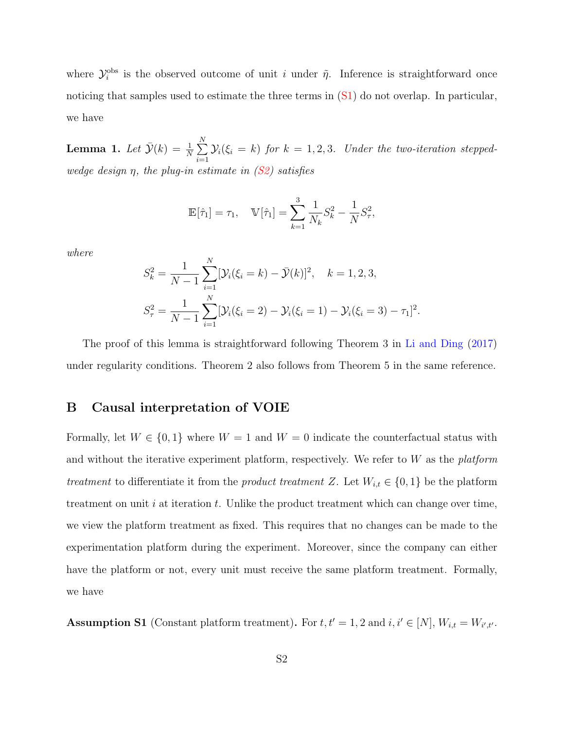where $\mathcal{Y}_i^{\text{obs}}$ is the observed outcome of unit $i$ under $\tilde{\eta}$. Inference is straightforward once noticing that samples used to estimate the three terms in (S1) do not overlap. In particular, we have

**Lemma 1.** *Let $\bar{\mathcal{Y}}(k) = \frac{1}{N}\sum_{i=1}^{N}\mathcal{Y}_i(\xi_i = k)$ for $k = 1, 2, 3$. Under the two-iteration stepped-wedge design $\eta$, the plug-in estimate in (S2) satisfies*

$$\mathbb{E}[\hat{\tau}_1] = \tau_1, \quad \mathbb{V}[\hat{\tau}_1] = \sum_{k=1}^{3}\frac{1}{N_k}S_k^2 - \frac{1}{N}S_\tau^2,$$

*where*

$$S_k^2 = \frac{1}{N-1}\sum_{i=1}^{N}[\mathcal{Y}_i(\xi_i = k) - \bar{\mathcal{Y}}(k)]^2, \quad k = 1, 2, 3,$$

$$S_\tau^2 = \frac{1}{N-1}\sum_{i=1}^{N}[\mathcal{Y}_i(\xi_i = 2) - \mathcal{Y}_i(\xi_i = 1) - \mathcal{Y}_i(\xi_i = 3) - \tau_1]^2.$$

The proof of this lemma is straightforward following Theorem 3 in Li and Ding (2017) under regularity conditions. Theorem 2 also follows from Theorem 5 in the same reference.

## B Causal interpretation of VOIE

Formally, let $W \in \{0, 1\}$ where $W = 1$ and $W = 0$ indicate the counterfactual status with and without the iterative experiment platform, respectively. We refer to $W$ as the *platform treatment* to differentiate it from the *product treatment* $Z$. Let $W_{i,t} \in \{0, 1\}$ be the platform treatment on unit $i$ at iteration $t$. Unlike the product treatment which can change over time, we view the platform treatment as fixed. This requires that no changes can be made to the experimentation platform during the experiment. Moreover, since the company can either have the platform or not, every unit must receive the same platform treatment. Formally, we have

**Assumption S1** (Constant platform treatment)**.** For $t, t' = 1, 2$ and $i, i' \in [N]$, $W_{i,t} = W_{i',t'}$.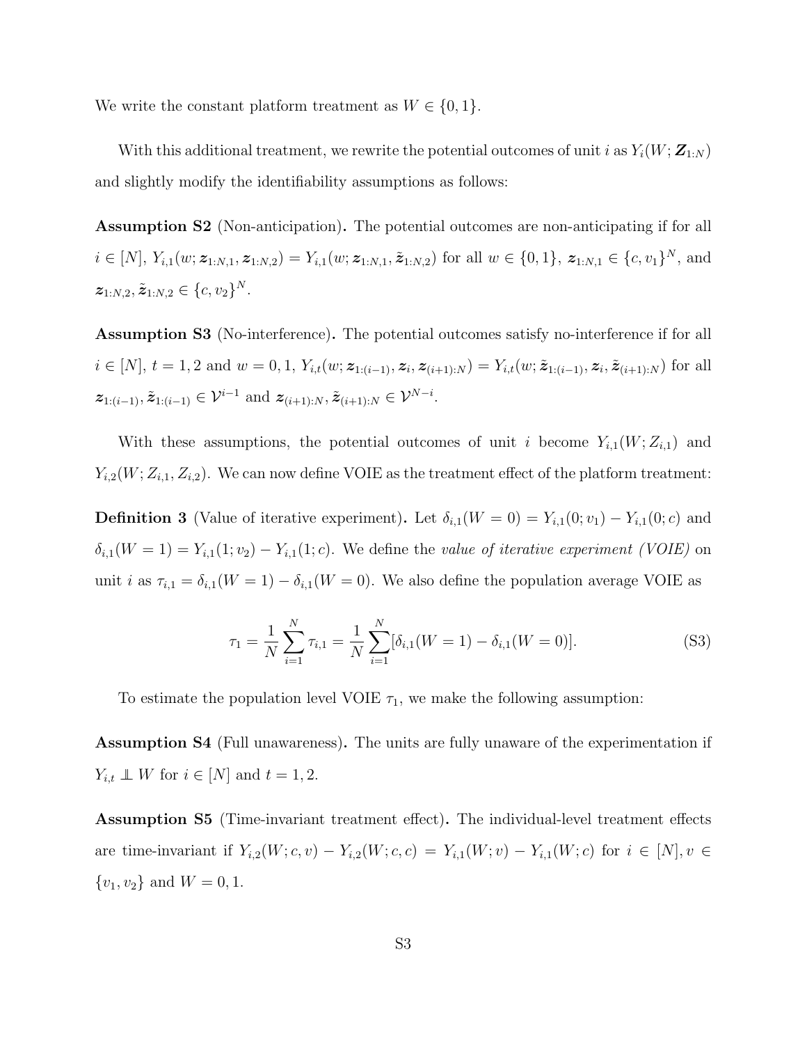We write the constant platform treatment as $W \in \{0, 1\}$.

With this additional treatment, we rewrite the potential outcomes of unit $i$ as $Y_i(W; \boldsymbol{Z}_{1:N})$ and slightly modify the identifiability assumptions as follows:

**Assumption S2** (Non-anticipation)**.** The potential outcomes are non-anticipating if for all $i \in [N]$, $Y_{i,1}(w; \boldsymbol{z}_{1:N,1}, \boldsymbol{z}_{1:N,2}) = Y_{i,1}(w; \boldsymbol{z}_{1:N,1}, \tilde{\boldsymbol{z}}_{1:N,2})$ for all $w \in \{0, 1\}$, $\boldsymbol{z}_{1:N,1} \in \{c, v_1\}^N$, and $\boldsymbol{z}_{1:N,2}, \tilde{\boldsymbol{z}}_{1:N,2} \in \{c, v_2\}^N$.

**Assumption S3** (No-interference)**.** The potential outcomes satisfy no-interference if for all $i \in [N]$, $t = 1, 2$ and $w = 0, 1$, $Y_{i,t}(w; \boldsymbol{z}_{1:(i-1)}, \boldsymbol{z}_i, \boldsymbol{z}_{(i+1):N}) = Y_{i,t}(w; \tilde{\boldsymbol{z}}_{1:(i-1)}, \boldsymbol{z}_i, \tilde{\boldsymbol{z}}_{(i+1):N})$ for all $\boldsymbol{z}_{1:(i-1)}, \tilde{\boldsymbol{z}}_{1:(i-1)} \in \mathcal{V}^{i-1}$ and $\boldsymbol{z}_{(i+1):N}, \tilde{\boldsymbol{z}}_{(i+1):N} \in \mathcal{V}^{N-i}$.

With these assumptions, the potential outcomes of unit $i$ become $Y_{i,1}(W; Z_{i,1})$ and $Y_{i,2}(W; Z_{i,1}, Z_{i,2})$. We can now define VOIE as the treatment effect of the platform treatment:

**Definition 3** (Value of iterative experiment)**.** Let $\delta_{i,1}(W = 0) = Y_{i,1}(0; v_1) - Y_{i,1}(0; c)$ and $\delta_{i,1}(W = 1) = Y_{i,1}(1; v_2) - Y_{i,1}(1; c)$. We define the *value of iterative experiment (VOIE)* on unit $i$ as $\tau_{i,1} = \delta_{i,1}(W = 1) - \delta_{i,1}(W = 0)$. We also define the population average VOIE as

$$\tau_1 = \frac{1}{N} \sum_{i=1}^{N} \tau_{i,1} = \frac{1}{N} \sum_{i=1}^{N} [\delta_{i,1}(W = 1) - \delta_{i,1}(W = 0)]. \tag{S3}$$

To estimate the population level VOIE $\tau_1$, we make the following assumption:

**Assumption S4** (Full unawareness)**.** The units are fully unaware of the experimentation if $Y_{i,t} \perp\!\!\!\perp W$ for $i \in [N]$ and $t = 1, 2$.

**Assumption S5** (Time-invariant treatment effect)**.** The individual-level treatment effects are time-invariant if $Y_{i,2}(W; c, v) - Y_{i,2}(W; c, c) = Y_{i,1}(W; v) - Y_{i,1}(W; c)$ for $i \in [N], v \in \{v_1, v_2\}$ and $W = 0, 1$.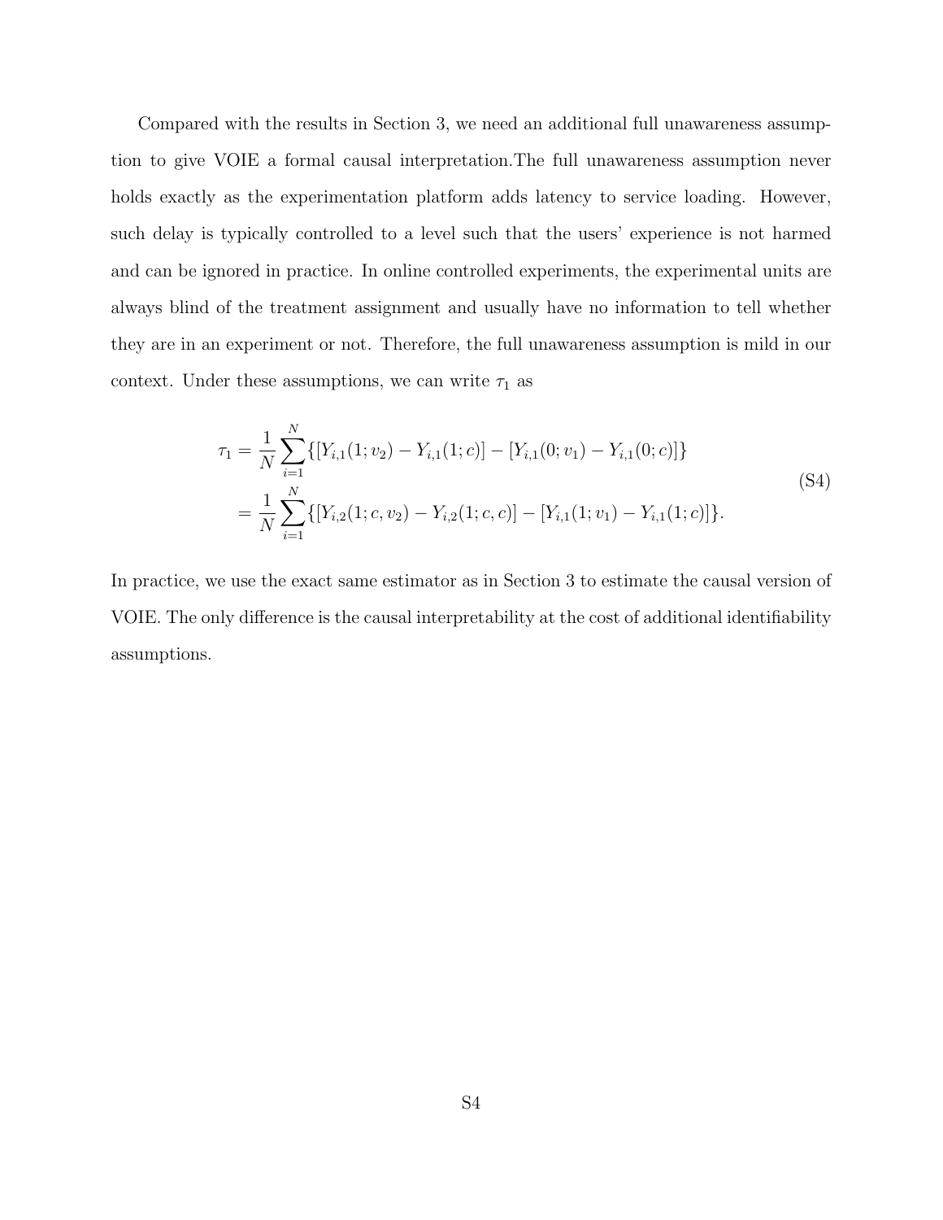Compared with the results in Section 3, we need an additional full unawareness assumption to give VOIE a formal causal interpretation.The full unawareness assumption never holds exactly as the experimentation platform adds latency to service loading. However, such delay is typically controlled to a level such that the users' experience is not harmed and can be ignored in practice. In online controlled experiments, the experimental units are always blind of the treatment assignment and usually have no information to tell whether they are in an experiment or not. Therefore, the full unawareness assumption is mild in our context. Under these assumptions, we can write $\tau_1$ as

$$
\begin{aligned}
\tau_1 &= \frac{1}{N}\sum_{i=1}^{N}\{[Y_{i,1}(1;v_2) - Y_{i,1}(1;c)] - [Y_{i,1}(0;v_1) - Y_{i,1}(0;c)]\} \\
&= \frac{1}{N}\sum_{i=1}^{N}\{[Y_{i,2}(1;c,v_2) - Y_{i,2}(1;c,c)] - [Y_{i,1}(1;v_1) - Y_{i,1}(1;c)]\}.
\end{aligned}
\tag{S4}
$$

In practice, we use the exact same estimator as in Section 3 to estimate the causal version of VOIE. The only difference is the causal interpretability at the cost of additional identifiability assumptions.